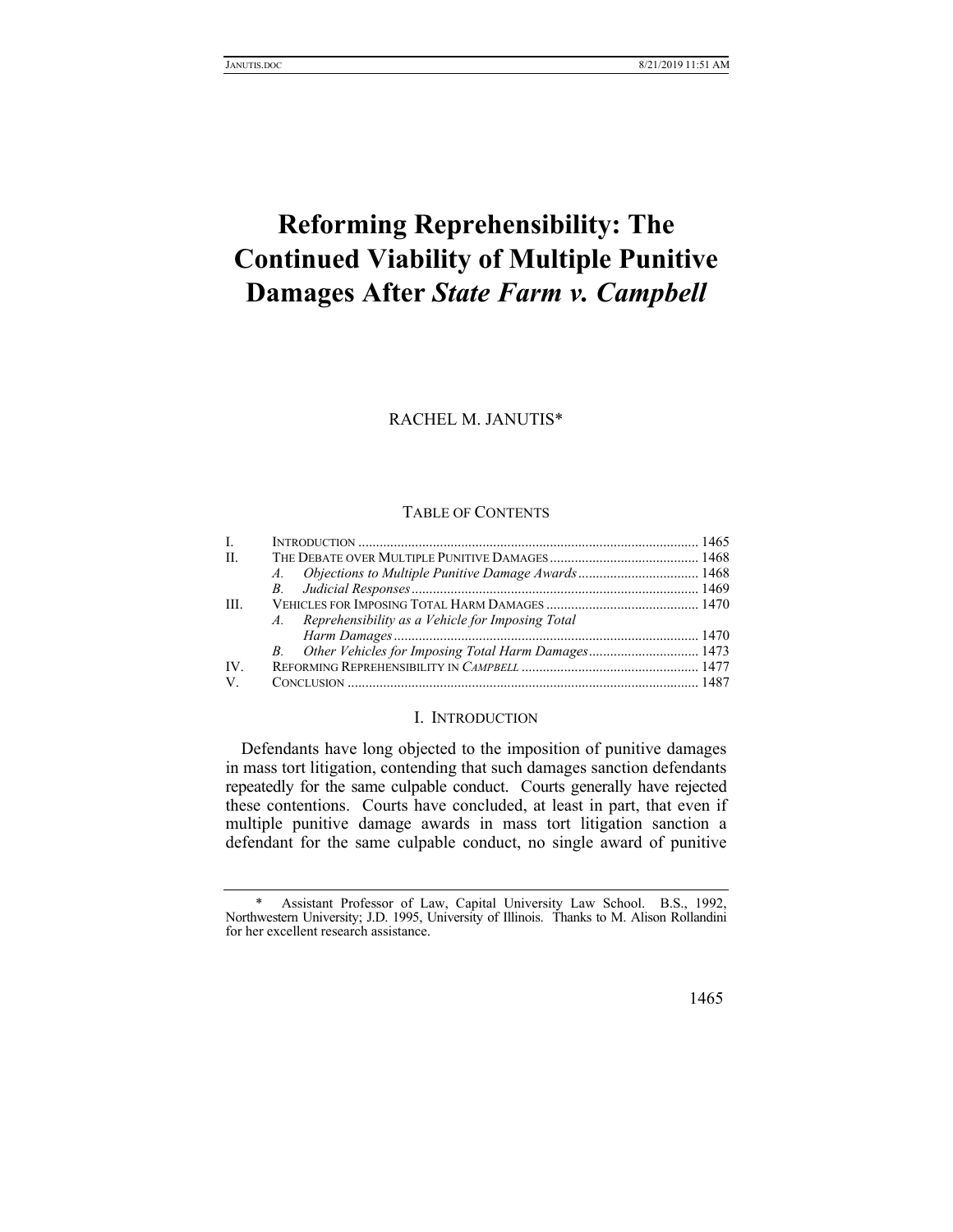# Reforming Reprehensibility: The Continued Viability of Multiple Punitive Damages After *State Farm v. Campbell*

RACHEL M. JANUTIS*

TABLE OF CONTENTS

| | | |
|---|---|---|
| I. | INTRODUCTION | 1465 |
| II. | THE DEBATE OVER MULTIPLE PUNITIVE DAMAGES | 1468 |
| | *A. Objections to Multiple Punitive Damage Awards* | 1468 |
| | *B. Judicial Responses* | 1469 |
| III. | VEHICLES FOR IMPOSING TOTAL HARM DAMAGES | 1470 |
| | *A. Reprehensibility as a Vehicle for Imposing Total Harm Damages* | 1470 |
| | *B. Other Vehicles for Imposing Total Harm Damages* | 1473 |
| IV. | REFORMING REPREHENSIBILITY IN *CAMPBELL* | 1477 |
| V. | CONCLUSION | 1487 |

## I. INTRODUCTION

Defendants have long objected to the imposition of punitive damages in mass tort litigation, contending that such damages sanction defendants repeatedly for the same culpable conduct. Courts generally have rejected these contentions. Courts have concluded, at least in part, that even if multiple punitive damage awards in mass tort litigation sanction a defendant for the same culpable conduct, no single award of punitive

\* Assistant Professor of Law, Capital University Law School. B.S., 1992, Northwestern University; J.D. 1995, University of Illinois. Thanks to M. Alison Rollandini for her excellent research assistance.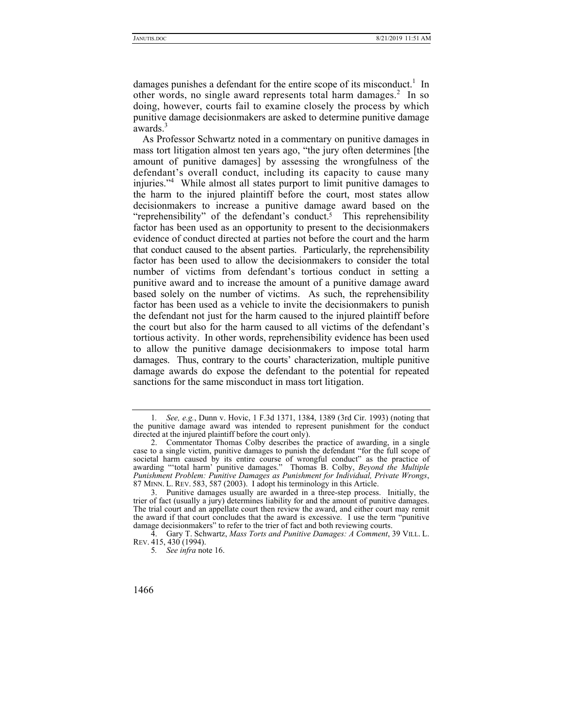damages punishes a defendant for the entire scope of its misconduct.[1] In other words, no single award represents total harm damages.[2] In so doing, however, courts fail to examine closely the process by which punitive damage decisionmakers are asked to determine punitive damage awards.[3]

As Professor Schwartz noted in a commentary on punitive damages in mass tort litigation almost ten years ago, "the jury often determines [the amount of punitive damages] by assessing the wrongfulness of the defendant's overall conduct, including its capacity to cause many injuries."[4] While almost all states purport to limit punitive damages to the harm to the injured plaintiff before the court, most states allow decisionmakers to increase a punitive damage award based on the "reprehensibility" of the defendant's conduct.[5] This reprehensibility factor has been used as an opportunity to present to the decisionmakers evidence of conduct directed at parties not before the court and the harm that conduct caused to the absent parties. Particularly, the reprehensibility factor has been used to allow the decisionmakers to consider the total number of victims from defendant's tortious conduct in setting a punitive award and to increase the amount of a punitive damage award based solely on the number of victims. As such, the reprehensibility factor has been used as a vehicle to invite the decisionmakers to punish the defendant not just for the harm caused to the injured plaintiff before the court but also for the harm caused to all victims of the defendant's tortious activity. In other words, reprehensibility evidence has been used to allow the punitive damage decisionmakers to impose total harm damages. Thus, contrary to the courts' characterization, multiple punitive damage awards do expose the defendant to the potential for repeated sanctions for the same misconduct in mass tort litigation.

---

1. *See, e.g.*, Dunn v. Hovic, 1 F.3d 1371, 1384, 1389 (3rd Cir. 1993) (noting that the punitive damage award was intended to represent punishment for the conduct directed at the injured plaintiff before the court only).

2. Commentator Thomas Colby describes the practice of awarding, in a single case to a single victim, punitive damages to punish the defendant "for the full scope of societal harm caused by its entire course of wrongful conduct" as the practice of awarding "'total harm' punitive damages." Thomas B. Colby, *Beyond the Multiple Punishment Problem: Punitive Damages as Punishment for Individual, Private Wrongs*, 87 MINN. L. REV. 583, 587 (2003). I adopt his terminology in this Article.

3. Punitive damages usually are awarded in a three-step process. Initially, the trier of fact (usually a jury) determines liability for and the amount of punitive damages. The trial court and an appellate court then review the award, and either court may remit the award if that court concludes that the award is excessive. I use the term "punitive damage decisionmakers" to refer to the trier of fact and both reviewing courts.

4. Gary T. Schwartz, *Mass Torts and Punitive Damages: A Comment*, 39 VILL. L. REV. 415, 430 (1994).

5. *See infra* note 16.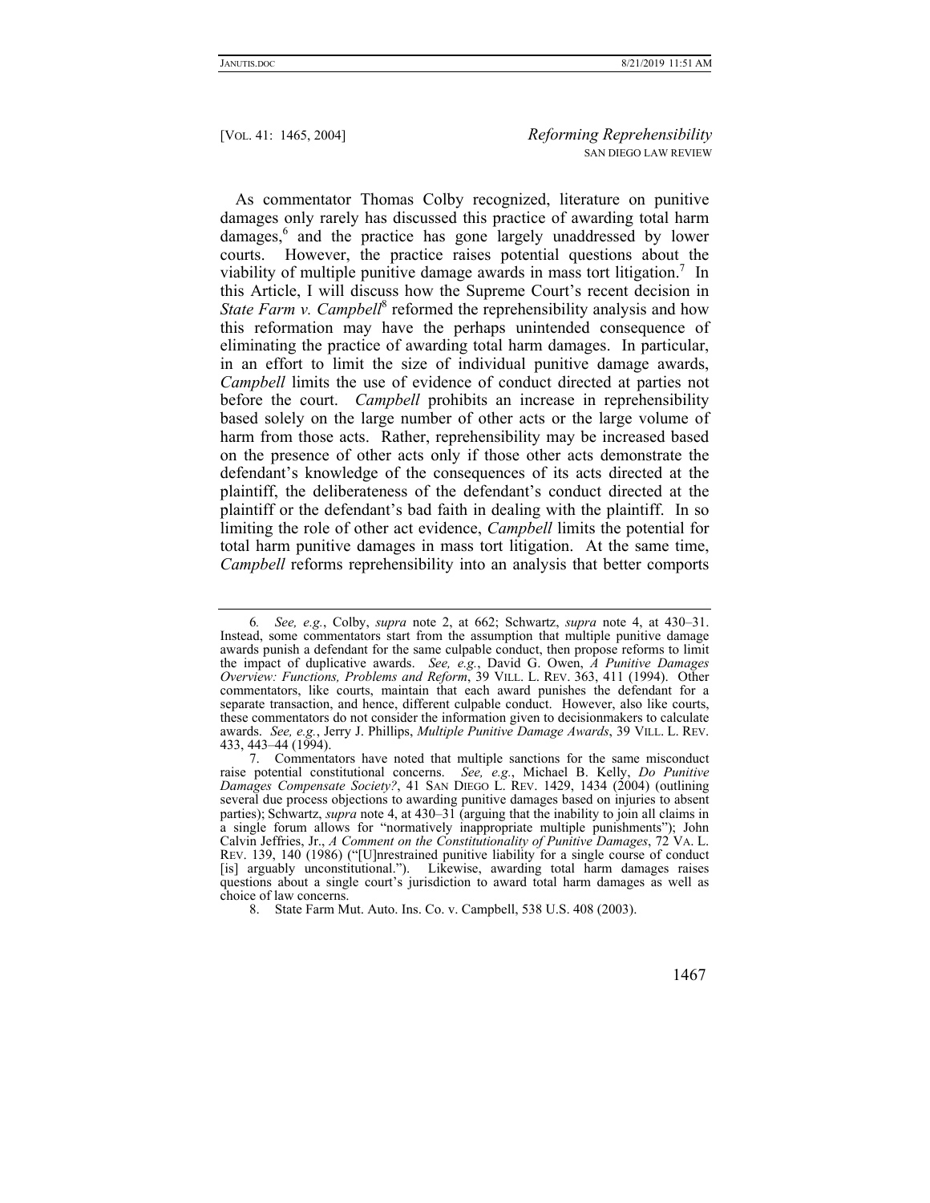As commentator Thomas Colby recognized, literature on punitive damages only rarely has discussed this practice of awarding total harm damages,[6] and the practice has gone largely unaddressed by lower courts. However, the practice raises potential questions about the viability of multiple punitive damage awards in mass tort litigation.[7] In this Article, I will discuss how the Supreme Court's recent decision in *State Farm v. Campbell*[8] reformed the reprehensibility analysis and how this reformation may have the perhaps unintended consequence of eliminating the practice of awarding total harm damages. In particular, in an effort to limit the size of individual punitive damage awards, *Campbell* limits the use of evidence of conduct directed at parties not before the court. *Campbell* prohibits an increase in reprehensibility based solely on the large number of other acts or the large volume of harm from those acts. Rather, reprehensibility may be increased based on the presence of other acts only if those other acts demonstrate the defendant's knowledge of the consequences of its acts directed at the plaintiff, the deliberateness of the defendant's conduct directed at the plaintiff or the defendant's bad faith in dealing with the plaintiff. In so limiting the role of other act evidence, *Campbell* limits the potential for total harm punitive damages in mass tort litigation. At the same time, *Campbell* reforms reprehensibility into an analysis that better comports

---

6. *See, e.g.*, Colby, *supra* note 2, at 662; Schwartz, *supra* note 4, at 430–31. Instead, some commentators start from the assumption that multiple punitive damage awards punish a defendant for the same culpable conduct, then propose reforms to limit the impact of duplicative awards. *See, e.g.*, David G. Owen, *A Punitive Damages Overview: Functions, Problems and Reform*, 39 VILL. L. REV. 363, 411 (1994). Other commentators, like courts, maintain that each award punishes the defendant for a separate transaction, and hence, different culpable conduct. However, also like courts, these commentators do not consider the information given to decisionmakers to calculate awards. *See, e.g.*, Jerry J. Phillips, *Multiple Punitive Damage Awards*, 39 VILL. L. REV. 433, 443–44 (1994).

7. Commentators have noted that multiple sanctions for the same misconduct raise potential constitutional concerns. *See, e.g.*, Michael B. Kelly, *Do Punitive Damages Compensate Society?*, 41 SAN DIEGO L. REV. 1429, 1434 (2004) (outlining several due process objections to awarding punitive damages based on injuries to absent parties); Schwartz, *supra* note 4, at 430–31 (arguing that the inability to join all claims in a single forum allows for "normatively inappropriate multiple punishments"); John Calvin Jeffries, Jr., *A Comment on the Constitutionality of Punitive Damages*, 72 VA. L. REV. 139, 140 (1986) ("[U]nrestrained punitive liability for a single course of conduct [is] arguably unconstitutional."). Likewise, awarding total harm damages raises questions about a single court's jurisdiction to award total harm damages as well as choice of law concerns.

8. State Farm Mut. Auto. Ins. Co. v. Campbell, 538 U.S. 408 (2003).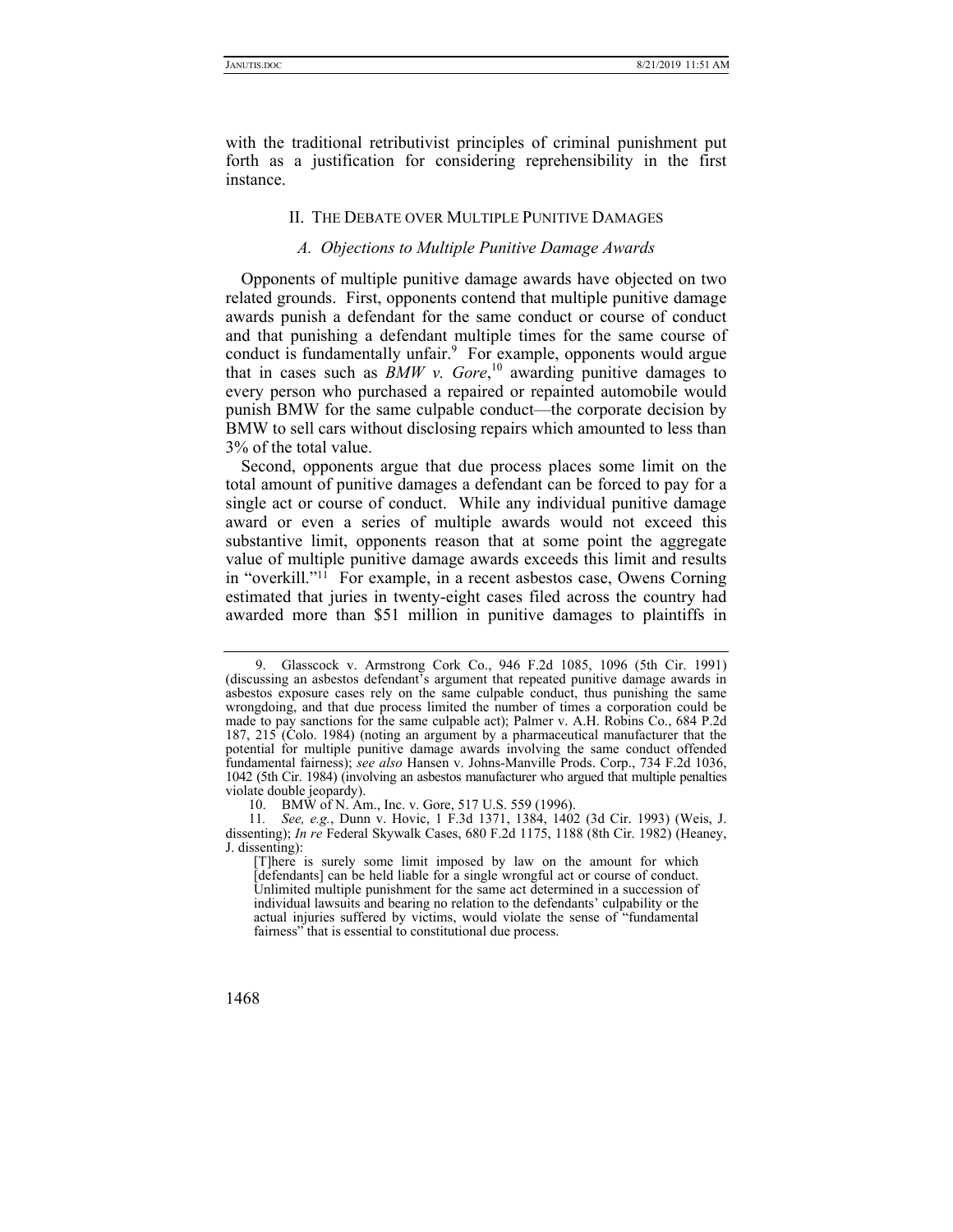with the traditional retributivist principles of criminal punishment put forth as a justification for considering reprehensibility in the first instance.

## II. THE DEBATE OVER MULTIPLE PUNITIVE DAMAGES

### *A. Objections to Multiple Punitive Damage Awards*

Opponents of multiple punitive damage awards have objected on two related grounds. First, opponents contend that multiple punitive damage awards punish a defendant for the same conduct or course of conduct and that punishing a defendant multiple times for the same course of conduct is fundamentally unfair.[9] For example, opponents would argue that in cases such as *BMW v. Gore*,[10] awarding punitive damages to every person who purchased a repaired or repainted automobile would punish BMW for the same culpable conduct—the corporate decision by BMW to sell cars without disclosing repairs which amounted to less than 3% of the total value.

Second, opponents argue that due process places some limit on the total amount of punitive damages a defendant can be forced to pay for a single act or course of conduct. While any individual punitive damage award or even a series of multiple awards would not exceed this substantive limit, opponents reason that at some point the aggregate value of multiple punitive damage awards exceeds this limit and results in "overkill."[11] For example, in a recent asbestos case, Owens Corning estimated that juries in twenty-eight cases filed across the country had awarded more than $51 million in punitive damages to plaintiffs in

---

9. Glasscock v. Armstrong Cork Co., 946 F.2d 1085, 1096 (5th Cir. 1991) (discussing an asbestos defendant's argument that repeated punitive damage awards in asbestos exposure cases rely on the same culpable conduct, thus punishing the same wrongdoing, and that due process limited the number of times a corporation could be made to pay sanctions for the same culpable act); Palmer v. A.H. Robins Co., 684 P.2d 187, 215 (Colo. 1984) (noting an argument by a pharmaceutical manufacturer that the potential for multiple punitive damage awards involving the same conduct offended fundamental fairness); *see also* Hansen v. Johns-Manville Prods. Corp., 734 F.2d 1036, 1042 (5th Cir. 1984) (involving an asbestos manufacturer who argued that multiple penalties violate double jeopardy).

10. BMW of N. Am., Inc. v. Gore, 517 U.S. 559 (1996).

11. *See, e.g.*, Dunn v. Hovic, 1 F.3d 1371, 1384, 1402 (3d Cir. 1993) (Weis, J. dissenting); *In re* Federal Skywalk Cases, 680 F.2d 1175, 1188 (8th Cir. 1982) (Heaney, J. dissenting):

> [T]here is surely some limit imposed by law on the amount for which [defendants] can be held liable for a single wrongful act or course of conduct. Unlimited multiple punishment for the same act determined in a succession of individual lawsuits and bearing no relation to the defendants' culpability or the actual injuries suffered by victims, would violate the sense of "fundamental fairness" that is essential to constitutional due process.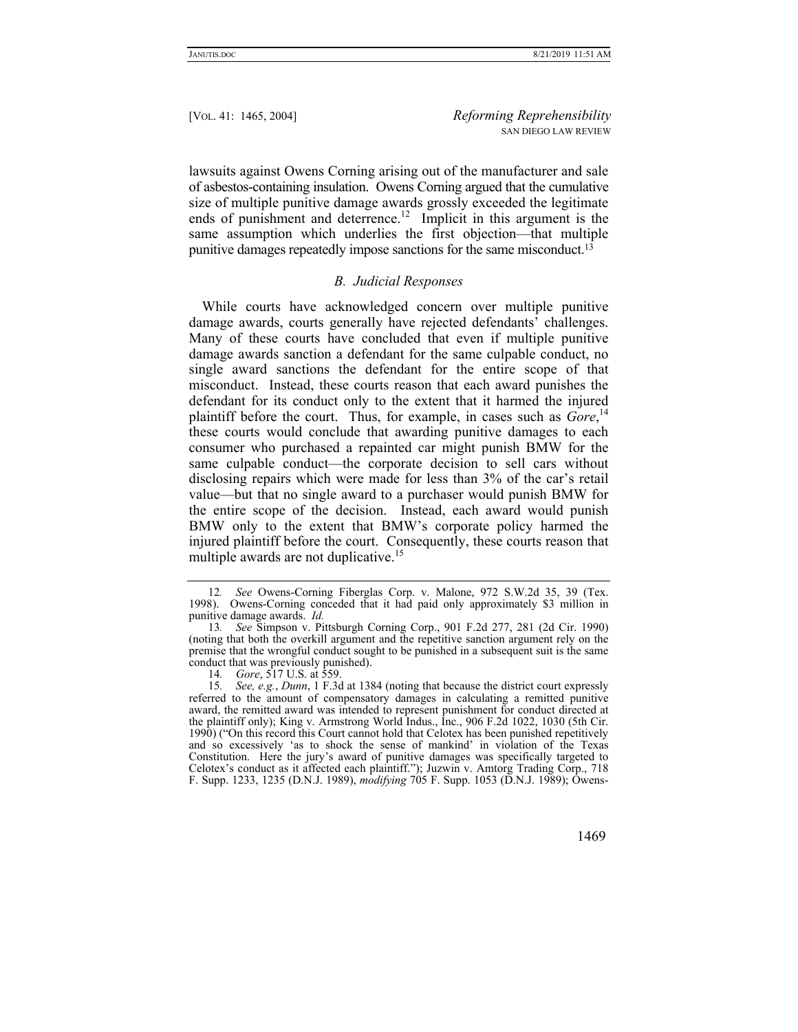lawsuits against Owens Corning arising out of the manufacturer and sale of asbestos-containing insulation. Owens Corning argued that the cumulative size of multiple punitive damage awards grossly exceeded the legitimate ends of punishment and deterrence.[12] Implicit in this argument is the same assumption which underlies the first objection—that multiple punitive damages repeatedly impose sanctions for the same misconduct.[13]

### *B. Judicial Responses*

While courts have acknowledged concern over multiple punitive damage awards, courts generally have rejected defendants' challenges. Many of these courts have concluded that even if multiple punitive damage awards sanction a defendant for the same culpable conduct, no single award sanctions the defendant for the entire scope of that misconduct. Instead, these courts reason that each award punishes the defendant for its conduct only to the extent that it harmed the injured plaintiff before the court. Thus, for example, in cases such as *Gore*,[14] these courts would conclude that awarding punitive damages to each consumer who purchased a repainted car might punish BMW for the same culpable conduct—the corporate decision to sell cars without disclosing repairs which were made for less than 3% of the car's retail value—but that no single award to a purchaser would punish BMW for the entire scope of the decision. Instead, each award would punish BMW only to the extent that BMW's corporate policy harmed the injured plaintiff before the court. Consequently, these courts reason that multiple awards are not duplicative.[15]

12. *See* Owens-Corning Fiberglas Corp. v. Malone, 972 S.W.2d 35, 39 (Tex. 1998). Owens-Corning conceded that it had paid only approximately $3 million in punitive damage awards. *Id.*

13. *See* Simpson v. Pittsburgh Corning Corp., 901 F.2d 277, 281 (2d Cir. 1990) (noting that both the overkill argument and the repetitive sanction argument rely on the premise that the wrongful conduct sought to be punished in a subsequent suit is the same conduct that was previously punished).

14. *Gore*, 517 U.S. at 559.

15. *See, e.g.*, *Dunn*, 1 F.3d at 1384 (noting that because the district court expressly referred to the amount of compensatory damages in calculating a remitted punitive award, the remitted award was intended to represent punishment for conduct directed at the plaintiff only); King v. Armstrong World Indus., Inc., 906 F.2d 1022, 1030 (5th Cir. 1990) ("On this record this Court cannot hold that Celotex has been punished repetitively and so excessively 'as to shock the sense of mankind' in violation of the Texas Constitution. Here the jury's award of punitive damages was specifically targeted to Celotex's conduct as it affected each plaintiff."); Juzwin v. Amtorg Trading Corp., 718 F. Supp. 1233, 1235 (D.N.J. 1989), *modifying* 705 F. Supp. 1053 (D.N.J. 1989); Owens-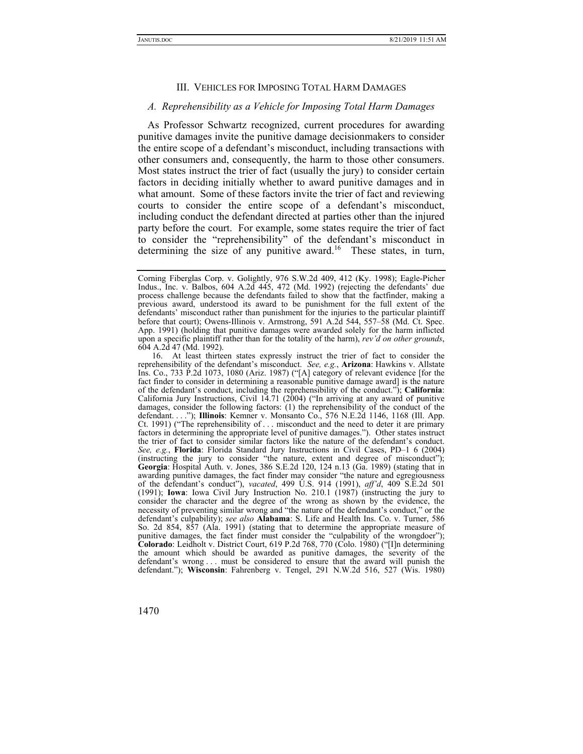## III. Vehicles for Imposing Total Harm Damages

### *A. Reprehensibility as a Vehicle for Imposing Total Harm Damages*

As Professor Schwartz recognized, current procedures for awarding punitive damages invite the punitive damage decisionmakers to consider the entire scope of a defendant's misconduct, including transactions with other consumers and, consequently, the harm to those other consumers. Most states instruct the trier of fact (usually the jury) to consider certain factors in deciding initially whether to award punitive damages and in what amount. Some of these factors invite the trier of fact and reviewing courts to consider the entire scope of a defendant's misconduct, including conduct the defendant directed at parties other than the injured party before the court. For example, some states require the trier of fact to consider the "reprehensibility" of the defendant's misconduct in determining the size of any punitive award.[16] These states, in turn,

---

Corning Fiberglas Corp. v. Golightly, 976 S.W.2d 409, 412 (Ky. 1998); Eagle-Picher Indus., Inc. v. Balbos, 604 A.2d 445, 472 (Md. 1992) (rejecting the defendants' due process challenge because the defendants failed to show that the factfinder, making a previous award, understood its award to be punishment for the full extent of the defendants' misconduct rather than punishment for the injuries to the particular plaintiff before that court); Owens-Illinois v. Armstrong, 591 A.2d 544, 557–58 (Md. Ct. Spec. App. 1991) (holding that punitive damages were awarded solely for the harm inflicted upon a specific plaintiff rather than for the totality of the harm), *rev'd on other grounds*, 604 A.2d 47 (Md. 1992).

16. At least thirteen states expressly instruct the trier of fact to consider the reprehensibility of the defendant's misconduct. *See, e.g.*, **Arizona**: Hawkins v. Allstate Ins. Co., 733 P.2d 1073, 1080 (Ariz. 1987) ("[A] category of relevant evidence [for the fact finder to consider in determining a reasonable punitive damage award] is the nature of the defendant's conduct, including the reprehensibility of the conduct."); **California**: California Jury Instructions, Civil 14.71 (2004) ("In arriving at any award of punitive damages, consider the following factors: (1) the reprehensibility of the conduct of the defendant. . . ."); **Illinois**: Kemner v. Monsanto Co., 576 N.E.2d 1146, 1168 (Ill. App. Ct. 1991) ("The reprehensibility of . . . misconduct and the need to deter it are primary factors in determining the appropriate level of punitive damages."). Other states instruct the trier of fact to consider similar factors like the nature of the defendant's conduct. *See, e.g.*, **Florida**: Florida Standard Jury Instructions in Civil Cases, PD–1 6 (2004) (instructing the jury to consider "the nature, extent and degree of misconduct"); **Georgia**: Hospital Auth. v. Jones, 386 S.E.2d 120, 124 n.13 (Ga. 1989) (stating that in awarding punitive damages, the fact finder may consider "the nature and egregiousness of the defendant's conduct"), *vacated*, 499 U.S. 914 (1991), *aff'd*, 409 S.E.2d 501 (1991); **Iowa**: Iowa Civil Jury Instruction No. 210.1 (1987) (instructing the jury to consider the character and the degree of the wrong as shown by the evidence, the necessity of preventing similar wrong and "the nature of the defendant's conduct," or the defendant's culpability); *see also* **Alabama**: S. Life and Health Ins. Co. v. Turner, 586 So. 2d 854, 857 (Ala. 1991) (stating that to determine the appropriate measure of punitive damages, the fact finder must consider the "culpability of the wrongdoer"); **Colorado**: Leidholt v. District Court, 619 P.2d 768, 770 (Colo. 1980) ("[I]n determining the amount which should be awarded as punitive damages, the severity of the defendant's wrong . . . must be considered to ensure that the award will punish the defendant."); **Wisconsin**: Fahrenberg v. Tengel, 291 N.W.2d 516, 527 (Wis. 1980)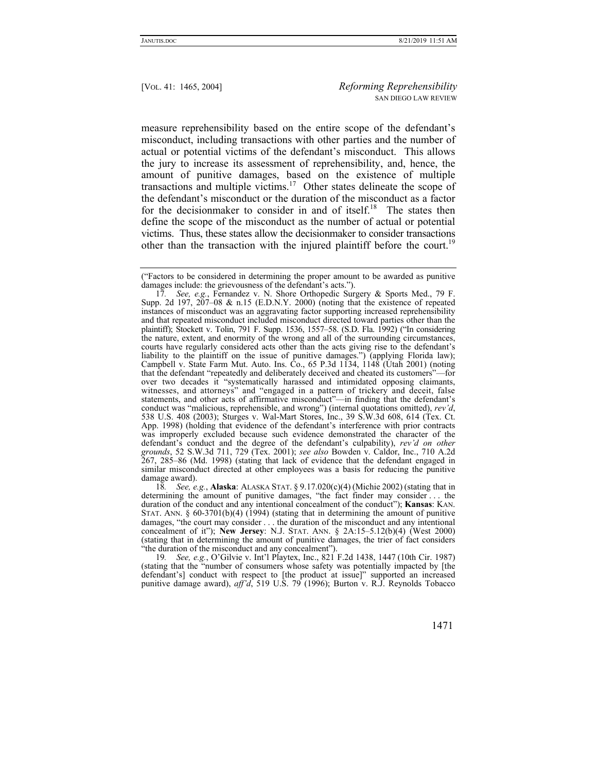measure reprehensibility based on the entire scope of the defendant's misconduct, including transactions with other parties and the number of actual or potential victims of the defendant's misconduct. This allows the jury to increase its assessment of reprehensibility, and, hence, the amount of punitive damages, based on the existence of multiple transactions and multiple victims.[17] Other states delineate the scope of the defendant's misconduct or the duration of the misconduct as a factor for the decisionmaker to consider in and of itself.[18] The states then define the scope of the misconduct as the number of actual or potential victims. Thus, these states allow the decisionmaker to consider transactions other than the transaction with the injured plaintiff before the court.[19]

---

("Factors to be considered in determining the proper amount to be awarded as punitive damages include: the grievousness of the defendant's acts.").

17. *See, e.g.*, Fernandez v. N. Shore Orthopedic Surgery & Sports Med., 79 F. Supp. 2d 197, 207–08 & n.15 (E.D.N.Y. 2000) (noting that the existence of repeated instances of misconduct was an aggravating factor supporting increased reprehensibility and that repeated misconduct included misconduct directed toward parties other than the plaintiff); Stockett v. Tolin, 791 F. Supp. 1536, 1557–58. (S.D. Fla. 1992) ("In considering the nature, extent, and enormity of the wrong and all of the surrounding circumstances, courts have regularly considered acts other than the acts giving rise to the defendant's liability to the plaintiff on the issue of punitive damages.") (applying Florida law); Campbell v. State Farm Mut. Auto. Ins. Co., 65 P.3d 1134, 1148 (Utah 2001) (noting that the defendant "repeatedly and deliberately deceived and cheated its customers"—for over two decades it "systematically harassed and intimidated opposing claimants, witnesses, and attorneys" and "engaged in a pattern of trickery and deceit, false statements, and other acts of affirmative misconduct"—in finding that the defendant's conduct was "malicious, reprehensible, and wrong") (internal quotations omitted), *rev'd*, 538 U.S. 408 (2003); Sturges v. Wal-Mart Stores, Inc., 39 S.W.3d 608, 614 (Tex. Ct. App. 1998) (holding that evidence of the defendant's interference with prior contracts was improperly excluded because such evidence demonstrated the character of the defendant's conduct and the degree of the defendant's culpability), *rev'd on other grounds*, 52 S.W.3d 711, 729 (Tex. 2001); *see also* Bowden v. Caldor, Inc., 710 A.2d 267, 285–86 (Md. 1998) (stating that lack of evidence that the defendant engaged in similar misconduct directed at other employees was a basis for reducing the punitive damage award).

18. *See, e.g.*, **Alaska**: ALASKA STAT. § 9.17.020(c)(4) (Michie 2002) (stating that in determining the amount of punitive damages, "the fact finder may consider . . . the duration of the conduct and any intentional concealment of the conduct"); **Kansas**: KAN. STAT. ANN. § 60-3701(b)(4) (1994) (stating that in determining the amount of punitive damages, "the court may consider . . . the duration of the misconduct and any intentional concealment of it"); **New Jersey**: N.J. STAT. ANN. § 2A:15–5.12(b)(4) (West 2000) (stating that in determining the amount of punitive damages, the trier of fact considers "the duration of the misconduct and any concealment").

19. *See, e.g.*, O'Gilvie v. Int'l Playtex, Inc., 821 F.2d 1438, 1447 (10th Cir. 1987) (stating that the "number of consumers whose safety was potentially impacted by [the defendant's] conduct with respect to [the product at issue]" supported an increased punitive damage award), *aff'd*, 519 U.S. 79 (1996); Burton v. R.J. Reynolds Tobacco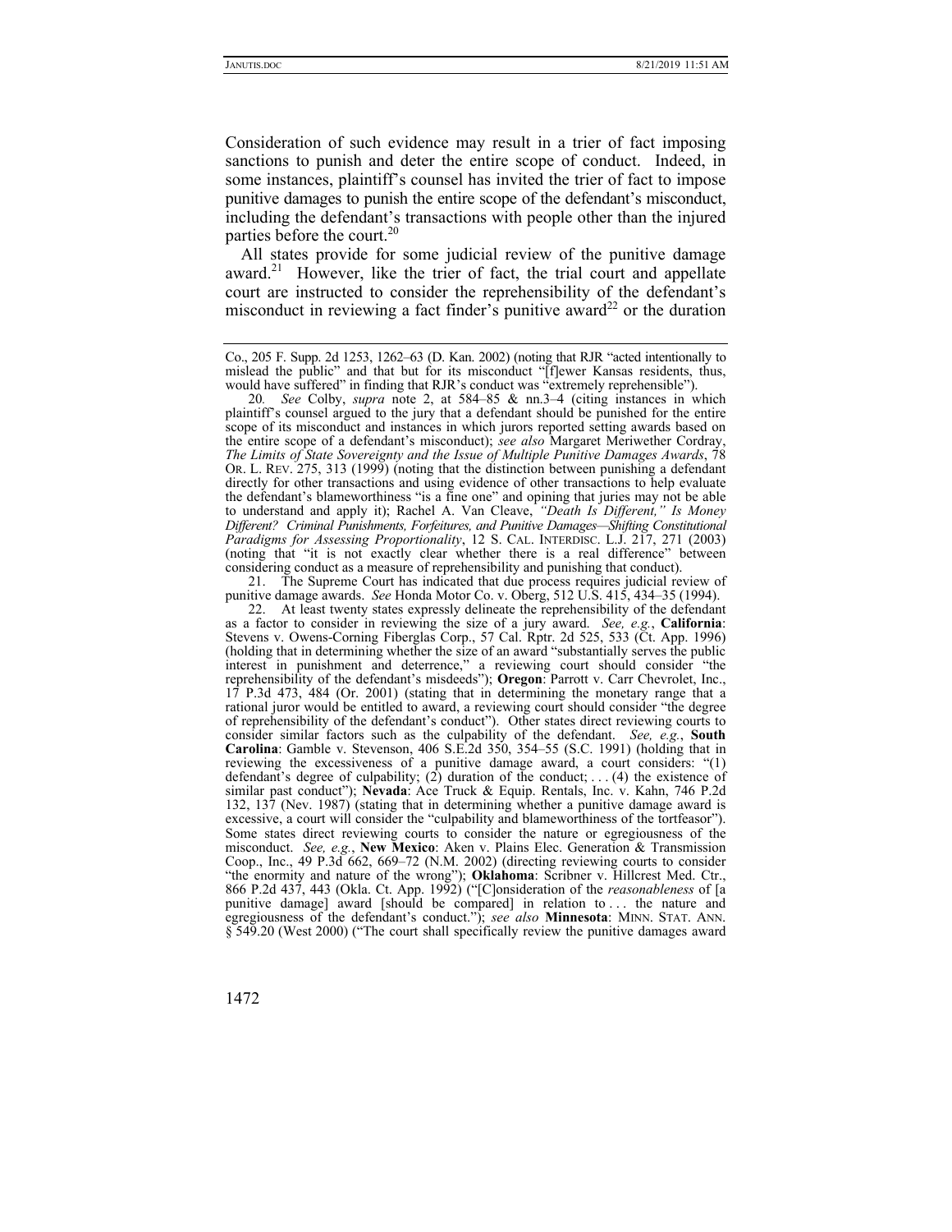Consideration of such evidence may result in a trier of fact imposing sanctions to punish and deter the entire scope of conduct. Indeed, in some instances, plaintiff's counsel has invited the trier of fact to impose punitive damages to punish the entire scope of the defendant's misconduct, including the defendant's transactions with people other than the injured parties before the court.[20]

All states provide for some judicial review of the punitive damage award.[21] However, like the trier of fact, the trial court and appellate court are instructed to consider the reprehensibility of the defendant's misconduct in reviewing a fact finder's punitive award[22] or the duration

---

Co., 205 F. Supp. 2d 1253, 1262–63 (D. Kan. 2002) (noting that RJR "acted intentionally to mislead the public" and that but for its misconduct "[f]ewer Kansas residents, thus, would have suffered" in finding that RJR's conduct was "extremely reprehensible").

20. *See* Colby, *supra* note 2, at 584–85 & nn.3–4 (citing instances in which plaintiff's counsel argued to the jury that a defendant should be punished for the entire scope of its misconduct and instances in which jurors reported setting awards based on the entire scope of a defendant's misconduct); *see also* Margaret Meriwether Cordray, *The Limits of State Sovereignty and the Issue of Multiple Punitive Damages Awards*, 78 OR. L. REV. 275, 313 (1999) (noting that the distinction between punishing a defendant directly for other transactions and using evidence of other transactions to help evaluate the defendant's blameworthiness "is a fine one" and opining that juries may not be able to understand and apply it); Rachel A. Van Cleave, *"Death Is Different," Is Money Different? Criminal Punishments, Forfeitures, and Punitive Damages—Shifting Constitutional Paradigms for Assessing Proportionality*, 12 S. CAL. INTERDISC. L.J. 217, 271 (2003) (noting that "it is not exactly clear whether there is a real difference" between considering conduct as a measure of reprehensibility and punishing that conduct).

21. The Supreme Court has indicated that due process requires judicial review of punitive damage awards. *See* Honda Motor Co. v. Oberg, 512 U.S. 415, 434–35 (1994).

22. At least twenty states expressly delineate the reprehensibility of the defendant as a factor to consider in reviewing the size of a jury award. *See, e.g.*, **California**: Stevens v. Owens-Corning Fiberglas Corp., 57 Cal. Rptr. 2d 525, 533 (Ct. App. 1996) (holding that in determining whether the size of an award "substantially serves the public interest in punishment and deterrence," a reviewing court should consider "the reprehensibility of the defendant's misdeeds"); **Oregon**: Parrott v. Carr Chevrolet, Inc., 17 P.3d 473, 484 (Or. 2001) (stating that in determining the monetary range that a rational juror would be entitled to award, a reviewing court should consider "the degree of reprehensibility of the defendant's conduct"). Other states direct reviewing courts to consider similar factors such as the culpability of the defendant. *See, e.g.*, **South Carolina**: Gamble v. Stevenson, 406 S.E.2d 350, 354–55 (S.C. 1991) (holding that in reviewing the excessiveness of a punitive damage award, a court considers: "(1) defendant's degree of culpability; (2) duration of the conduct; . . . (4) the existence of similar past conduct"); **Nevada**: Ace Truck & Equip. Rentals, Inc. v. Kahn, 746 P.2d 132, 137 (Nev. 1987) (stating that in determining whether a punitive damage award is excessive, a court will consider the "culpability and blameworthiness of the tortfeasor"). Some states direct reviewing courts to consider the nature or egregiousness of the misconduct. *See, e.g.*, **New Mexico**: Aken v. Plains Elec. Generation & Transmission Coop., Inc., 49 P.3d 662, 669–72 (N.M. 2002) (directing reviewing courts to consider "the enormity and nature of the wrong"); **Oklahoma**: Scribner v. Hillcrest Med. Ctr., 866 P.2d 437, 443 (Okla. Ct. App. 1992) ("[C]onsideration of the *reasonableness* of [a punitive damage] award [should be compared] in relation to . . . the nature and egregiousness of the defendant's conduct."); *see also* **Minnesota**: MINN. STAT. ANN. § 549.20 (West 2000) ("The court shall specifically review the punitive damages award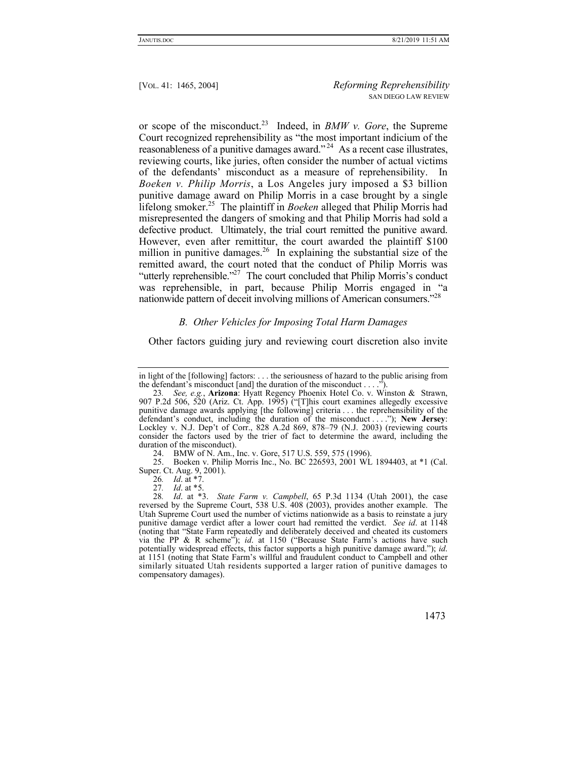or scope of the misconduct.[23] Indeed, in *BMW v. Gore*, the Supreme Court recognized reprehensibility as "the most important indicium of the reasonableness of a punitive damages award."[24] As a recent case illustrates, reviewing courts, like juries, often consider the number of actual victims of the defendants' misconduct as a measure of reprehensibility. In *Boeken v. Philip Morris*, a Los Angeles jury imposed a $3 billion punitive damage award on Philip Morris in a case brought by a single lifelong smoker.[25] The plaintiff in *Boeken* alleged that Philip Morris had misrepresented the dangers of smoking and that Philip Morris had sold a defective product. Ultimately, the trial court remitted the punitive award. However, even after remittitur, the court awarded the plaintiff $100 million in punitive damages.[26] In explaining the substantial size of the remitted award, the court noted that the conduct of Philip Morris was "utterly reprehensible."[27] The court concluded that Philip Morris's conduct was reprehensible, in part, because Philip Morris engaged in "a nationwide pattern of deceit involving millions of American consumers."[28]

### *B. Other Vehicles for Imposing Total Harm Damages*

Other factors guiding jury and reviewing court discretion also invite

---

in light of the [following] factors: . . . the seriousness of hazard to the public arising from the defendant's misconduct [and] the duration of the misconduct . . . .").

23. *See, e.g.*, **Arizona**: Hyatt Regency Phoenix Hotel Co. v. Winston & Strawn, 907 P.2d 506, 520 (Ariz. Ct. App. 1995) ("[T]his court examines allegedly excessive punitive damage awards applying [the following] criteria . . . the reprehensibility of the defendant's conduct, including the duration of the misconduct . . . ."); **New Jersey**: Lockley v. N.J. Dep't of Corr., 828 A.2d 869, 878–79 (N.J. 2003) (reviewing courts consider the factors used by the trier of fact to determine the award, including the duration of the misconduct).

24. BMW of N. Am., Inc. v. Gore, 517 U.S. 559, 575 (1996).

25. Boeken v. Philip Morris Inc., No. BC 226593, 2001 WL 1894403, at *1 (Cal. Super. Ct. Aug. 9, 2001).

26. *Id*. at *7.

27. *Id*. at *5.

28. *Id*. at *3. *State Farm v. Campbell*, 65 P.3d 1134 (Utah 2001), the case reversed by the Supreme Court, 538 U.S. 408 (2003), provides another example. The Utah Supreme Court used the number of victims nationwide as a basis to reinstate a jury punitive damage verdict after a lower court had remitted the verdict. *See id*. at 1148 (noting that "State Farm repeatedly and deliberately deceived and cheated its customers via the PP & R scheme"); *id*. at 1150 ("Because State Farm's actions have such potentially widespread effects, this factor supports a high punitive damage award."); *id*. at 1151 (noting that State Farm's willful and fraudulent conduct to Campbell and other similarly situated Utah residents supported a larger ration of punitive damages to compensatory damages).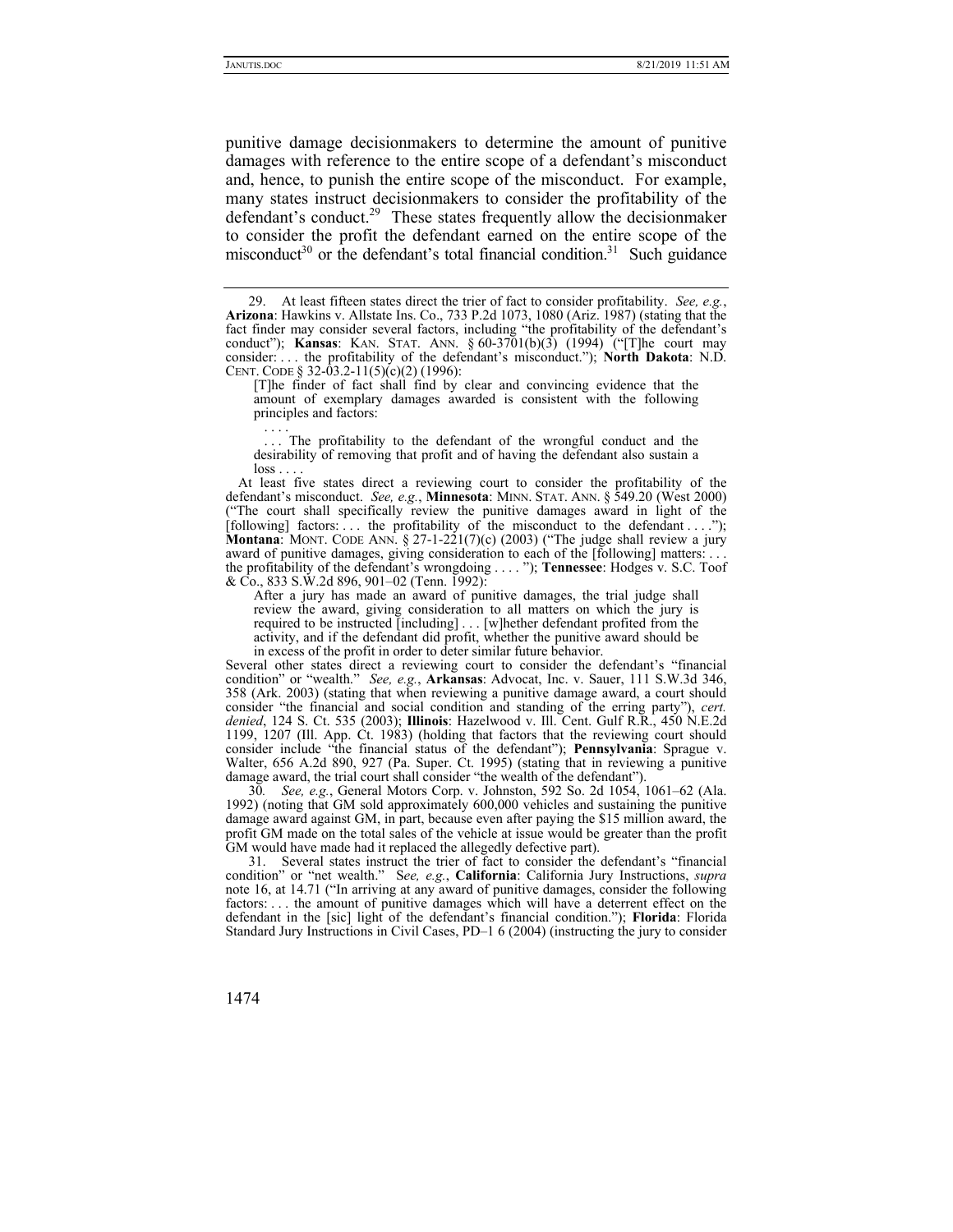punitive damage decisionmakers to determine the amount of punitive damages with reference to the entire scope of a defendant's misconduct and, hence, to punish the entire scope of the misconduct. For example, many states instruct decisionmakers to consider the profitability of the defendant's conduct.[29] These states frequently allow the decisionmaker to consider the profit the defendant earned on the entire scope of the misconduct[30] or the defendant's total financial condition.[31] Such guidance

---

29. At least fifteen states direct the trier of fact to consider profitability. *See, e.g.*, **Arizona**: Hawkins v. Allstate Ins. Co., 733 P.2d 1073, 1080 (Ariz. 1987) (stating that the fact finder may consider several factors, including "the profitability of the defendant's conduct"); **Kansas**: KAN. STAT. ANN. § 60-3701(b)(3) (1994) ("[T]he court may consider: . . . the profitability of the defendant's misconduct."); **North Dakota**: N.D. CENT. CODE § 32-03.2-11(5)(c)(2) (1996):

> [T]he finder of fact shall find by clear and convincing evidence that the amount of exemplary damages awarded is consistent with the following principles and factors:
>
> . . . .
>
> . . . The profitability to the defendant of the wrongful conduct and the desirability of removing that profit and of having the defendant also sustain a loss . . . .

At least five states direct a reviewing court to consider the profitability of the defendant's misconduct. *See, e.g.*, **Minnesota**: MINN. STAT. ANN. § 549.20 (West 2000) ("The court shall specifically review the punitive damages award in light of the [following] factors: . . . the profitability of the misconduct to the defendant . . . ."); **Montana**: MONT. CODE ANN. § 27-1-221(7)(c) (2003) ("The judge shall review a jury award of punitive damages, giving consideration to each of the [following] matters: . . . the profitability of the defendant's wrongdoing . . . . "); **Tennessee**: Hodges v. S.C. Toof & Co., 833 S.W.2d 896, 901–02 (Tenn. 1992):

> After a jury has made an award of punitive damages, the trial judge shall review the award, giving consideration to all matters on which the jury is required to be instructed [including] . . . [w]hether defendant profited from the activity, and if the defendant did profit, whether the punitive award should be in excess of the profit in order to deter similar future behavior.

Several other states direct a reviewing court to consider the defendant's "financial condition" or "wealth." *See, e.g.*, **Arkansas**: Advocat, Inc. v. Sauer, 111 S.W.3d 346, 358 (Ark. 2003) (stating that when reviewing a punitive damage award, a court should consider "the financial and social condition and standing of the erring party"), *cert. denied*, 124 S. Ct. 535 (2003); **Illinois**: Hazelwood v. Ill. Cent. Gulf R.R., 450 N.E.2d 1199, 1207 (Ill. App. Ct. 1983) (holding that factors that the reviewing court should consider include "the financial status of the defendant"); **Pennsylvania**: Sprague v. Walter, 656 A.2d 890, 927 (Pa. Super. Ct. 1995) (stating that in reviewing a punitive damage award, the trial court shall consider "the wealth of the defendant").

30. *See, e.g.*, General Motors Corp. v. Johnston, 592 So. 2d 1054, 1061–62 (Ala. 1992) (noting that GM sold approximately 600,000 vehicles and sustaining the punitive damage award against GM, in part, because even after paying the $15 million award, the profit GM made on the total sales of the vehicle at issue would be greater than the profit GM would have made had it replaced the allegedly defective part).

31. Several states instruct the trier of fact to consider the defendant's "financial condition" or "net wealth." S*ee, e.g.*, **California**: California Jury Instructions, *supra* note 16, at 14.71 ("In arriving at any award of punitive damages, consider the following factors: . . . the amount of punitive damages which will have a deterrent effect on the defendant in the [sic] light of the defendant's financial condition."); **Florida**: Florida Standard Jury Instructions in Civil Cases, PD–1 6 (2004) (instructing the jury to consider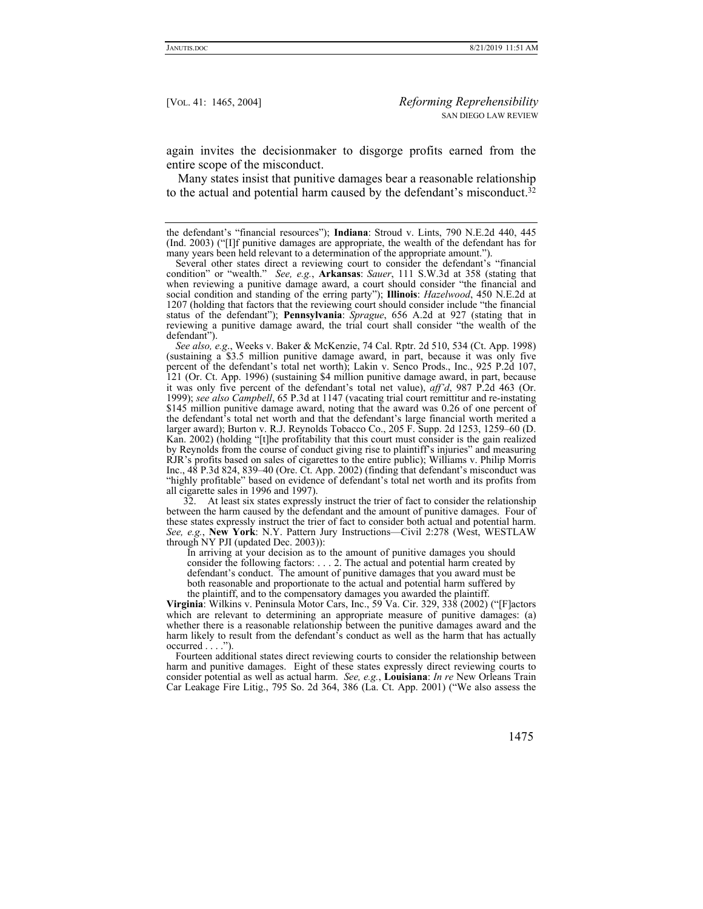again invites the decisionmaker to disgorge profits earned from the entire scope of the misconduct.

Many states insist that punitive damages bear a reasonable relationship to the actual and potential harm caused by the defendant's misconduct.[32]

---

the defendant's "financial resources"); **Indiana**: Stroud v. Lints, 790 N.E.2d 440, 445 (Ind. 2003) ("[I]f punitive damages are appropriate, the wealth of the defendant has for many years been held relevant to a determination of the appropriate amount.").

Several other states direct a reviewing court to consider the defendant's "financial condition" or "wealth." *See, e.g.*, **Arkansas**: *Sauer*, 111 S.W.3d at 358 (stating that when reviewing a punitive damage award, a court should consider "the financial and social condition and standing of the erring party"); **Illinois**: *Hazelwood*, 450 N.E.2d at 1207 (holding that factors that the reviewing court should consider include "the financial status of the defendant"); **Pennsylvania**: *Sprague*, 656 A.2d at 927 (stating that in reviewing a punitive damage award, the trial court shall consider "the wealth of the defendant").

*See also, e.g.*, Weeks v. Baker & McKenzie, 74 Cal. Rptr. 2d 510, 534 (Ct. App. 1998) (sustaining a $3.5 million punitive damage award, in part, because it was only five percent of the defendant's total net worth); Lakin v. Senco Prods., Inc., 925 P.2d 107, 121 (Or. Ct. App. 1996) (sustaining $4 million punitive damage award, in part, because it was only five percent of the defendant's total net value), *aff'd*, 987 P.2d 463 (Or. 1999); *see also Campbell*, 65 P.3d at 1147 (vacating trial court remittitur and re-instating $145 million punitive damage award, noting that the award was 0.26 of one percent of the defendant's total net worth and that the defendant's large financial worth merited a larger award); Burton v. R.J. Reynolds Tobacco Co., 205 F. Supp. 2d 1253, 1259–60 (D. Kan. 2002) (holding "[t]he profitability that this court must consider is the gain realized by Reynolds from the course of conduct giving rise to plaintiff's injuries" and measuring RJR's profits based on sales of cigarettes to the entire public); Williams v. Philip Morris Inc., 48 P.3d 824, 839–40 (Ore. Ct. App. 2002) (finding that defendant's misconduct was "highly profitable" based on evidence of defendant's total net worth and its profits from all cigarette sales in 1996 and 1997).

32. At least six states expressly instruct the trier of fact to consider the relationship between the harm caused by the defendant and the amount of punitive damages. Four of these states expressly instruct the trier of fact to consider both actual and potential harm. *See, e.g.*, **New York**: N.Y. Pattern Jury Instructions—Civil 2:278 (West, WESTLAW through NY PJI (updated Dec. 2003)):

> In arriving at your decision as to the amount of punitive damages you should consider the following factors: . . . 2. The actual and potential harm created by defendant's conduct. The amount of punitive damages that you award must be both reasonable and proportionate to the actual and potential harm suffered by the plaintiff, and to the compensatory damages you awarded the plaintiff.

**Virginia**: Wilkins v. Peninsula Motor Cars, Inc., 59 Va. Cir. 329, 338 (2002) ("[F]actors which are relevant to determining an appropriate measure of punitive damages: (a) whether there is a reasonable relationship between the punitive damages award and the harm likely to result from the defendant's conduct as well as the harm that has actually occurred . . . .").

Fourteen additional states direct reviewing courts to consider the relationship between harm and punitive damages. Eight of these states expressly direct reviewing courts to consider potential as well as actual harm. *See, e.g.*, **Louisiana**: *In re* New Orleans Train Car Leakage Fire Litig., 795 So. 2d 364, 386 (La. Ct. App. 2001) ("We also assess the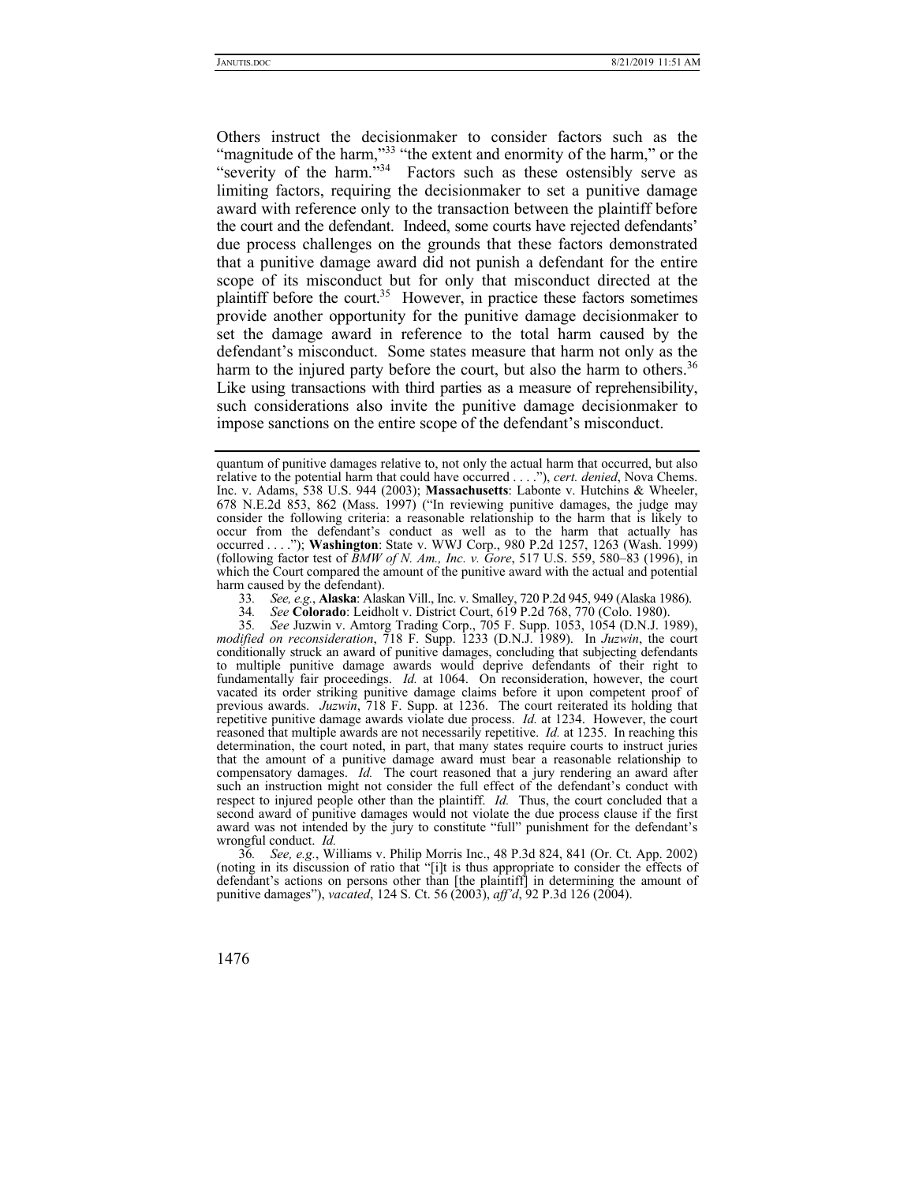Others instruct the decisionmaker to consider factors such as the "magnitude of the harm,"[33] "the extent and enormity of the harm," or the "severity of the harm."[34] Factors such as these ostensibly serve as limiting factors, requiring the decisionmaker to set a punitive damage award with reference only to the transaction between the plaintiff before the court and the defendant. Indeed, some courts have rejected defendants' due process challenges on the grounds that these factors demonstrated that a punitive damage award did not punish a defendant for the entire scope of its misconduct but for only that misconduct directed at the plaintiff before the court.[35] However, in practice these factors sometimes provide another opportunity for the punitive damage decisionmaker to set the damage award in reference to the total harm caused by the defendant's misconduct. Some states measure that harm not only as the harm to the injured party before the court, but also the harm to others.[36] Like using transactions with third parties as a measure of reprehensibility, such considerations also invite the punitive damage decisionmaker to impose sanctions on the entire scope of the defendant's misconduct.

---

quantum of punitive damages relative to, not only the actual harm that occurred, but also relative to the potential harm that could have occurred . . . ."), *cert. denied*, Nova Chems. Inc. v. Adams, 538 U.S. 944 (2003); **Massachusetts**: Labonte v. Hutchins & Wheeler, 678 N.E.2d 853, 862 (Mass. 1997) ("In reviewing punitive damages, the judge may consider the following criteria: a reasonable relationship to the harm that is likely to occur from the defendant's conduct as well as to the harm that actually has occurred . . . ."); **Washington**: State v. WWJ Corp., 980 P.2d 1257, 1263 (Wash. 1999) (following factor test of *BMW of N. Am., Inc. v. Gore*, 517 U.S. 559, 580–83 (1996), in which the Court compared the amount of the punitive award with the actual and potential harm caused by the defendant).

33. *See, e.g.*, **Alaska**: Alaskan Vill., Inc. v. Smalley, 720 P.2d 945, 949 (Alaska 1986).

34. *See* **Colorado**: Leidholt v. District Court, 619 P.2d 768, 770 (Colo. 1980).

35. *See* Juzwin v. Amtorg Trading Corp., 705 F. Supp. 1053, 1054 (D.N.J. 1989), *modified on reconsideration*, 718 F. Supp. 1233 (D.N.J. 1989). In *Juzwin*, the court conditionally struck an award of punitive damages, concluding that subjecting defendants to multiple punitive damage awards would deprive defendants of their right to fundamentally fair proceedings. *Id.* at 1064. On reconsideration, however, the court vacated its order striking punitive damage claims before it upon competent proof of previous awards. *Juzwin*, 718 F. Supp. at 1236. The court reiterated its holding that repetitive punitive damage awards violate due process. *Id.* at 1234. However, the court reasoned that multiple awards are not necessarily repetitive. *Id.* at 1235. In reaching this determination, the court noted, in part, that many states require courts to instruct juries that the amount of a punitive damage award must bear a reasonable relationship to compensatory damages. *Id.* The court reasoned that a jury rendering an award after such an instruction might not consider the full effect of the defendant's conduct with respect to injured people other than the plaintiff. *Id.* Thus, the court concluded that a second award of punitive damages would not violate the due process clause if the first award was not intended by the jury to constitute "full" punishment for the defendant's wrongful conduct. *Id.*

36. *See, e.g.*, Williams v. Philip Morris Inc., 48 P.3d 824, 841 (Or. Ct. App. 2002) (noting in its discussion of ratio that "[i]t is thus appropriate to consider the effects of defendant's actions on persons other than [the plaintiff] in determining the amount of punitive damages"), *vacated*, 124 S. Ct. 56 (2003), *aff'd*, 92 P.3d 126 (2004).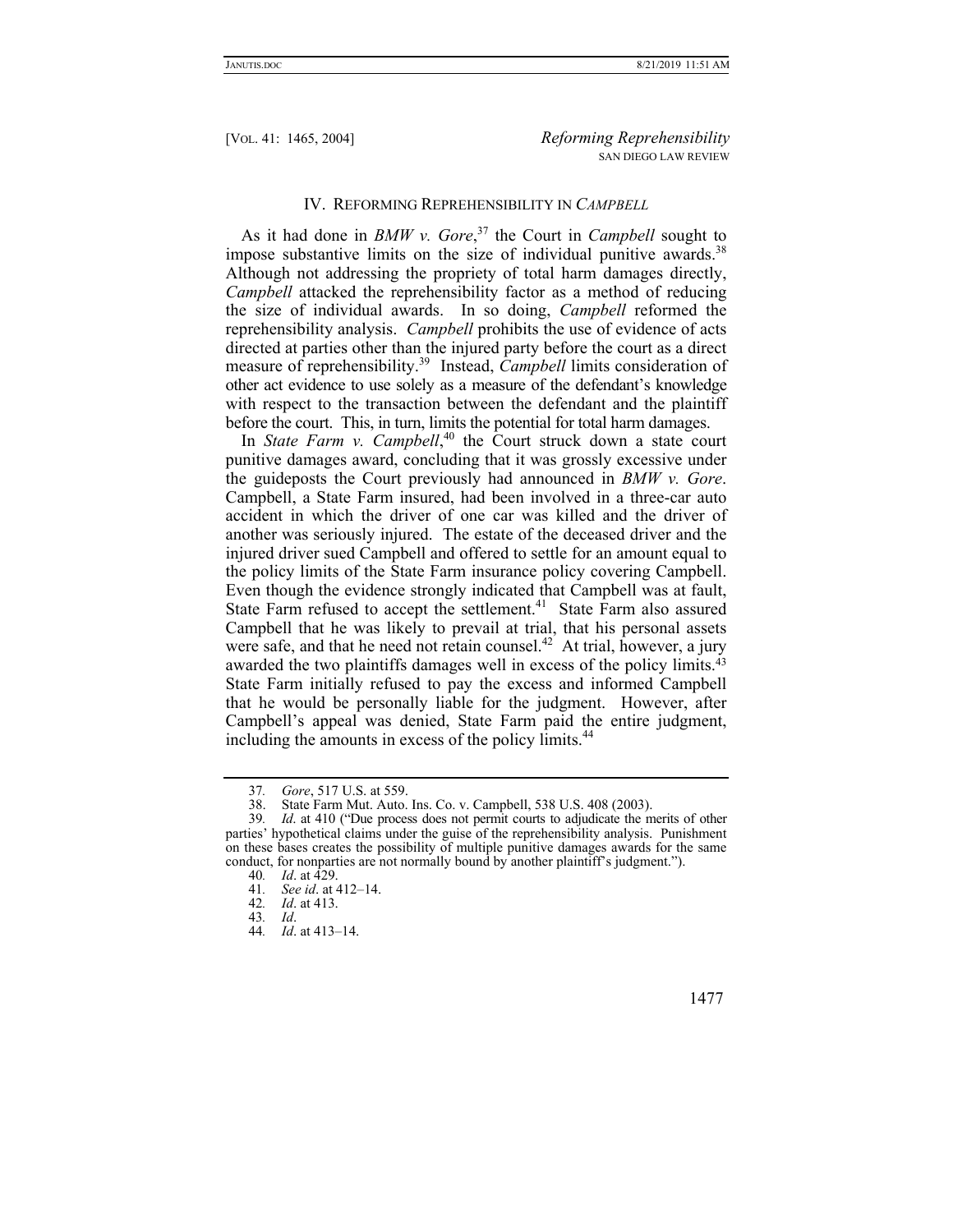## IV. REFORMING REPREHENSIBILITY IN *CAMPBELL*

As it had done in *BMW v. Gore*,[37] the Court in *Campbell* sought to impose substantive limits on the size of individual punitive awards.[38] Although not addressing the propriety of total harm damages directly, *Campbell* attacked the reprehensibility factor as a method of reducing the size of individual awards. In so doing, *Campbell* reformed the reprehensibility analysis. *Campbell* prohibits the use of evidence of acts directed at parties other than the injured party before the court as a direct measure of reprehensibility.[39] Instead, *Campbell* limits consideration of other act evidence to use solely as a measure of the defendant's knowledge with respect to the transaction between the defendant and the plaintiff before the court. This, in turn, limits the potential for total harm damages.

In *State Farm v. Campbell*,[40] the Court struck down a state court punitive damages award, concluding that it was grossly excessive under the guideposts the Court previously had announced in *BMW v. Gore*. Campbell, a State Farm insured, had been involved in a three-car auto accident in which the driver of one car was killed and the driver of another was seriously injured. The estate of the deceased driver and the injured driver sued Campbell and offered to settle for an amount equal to the policy limits of the State Farm insurance policy covering Campbell. Even though the evidence strongly indicated that Campbell was at fault, State Farm refused to accept the settlement.[41] State Farm also assured Campbell that he was likely to prevail at trial, that his personal assets were safe, and that he need not retain counsel.[42] At trial, however, a jury awarded the two plaintiffs damages well in excess of the policy limits.[43] State Farm initially refused to pay the excess and informed Campbell that he would be personally liable for the judgment. However, after Campbell's appeal was denied, State Farm paid the entire judgment, including the amounts in excess of the policy limits.[44]

---

37. *Gore*, 517 U.S. at 559.

38. State Farm Mut. Auto. Ins. Co. v. Campbell, 538 U.S. 408 (2003).

39. *Id*. at 410 ("Due process does not permit courts to adjudicate the merits of other parties' hypothetical claims under the guise of the reprehensibility analysis. Punishment on these bases creates the possibility of multiple punitive damages awards for the same conduct, for nonparties are not normally bound by another plaintiff's judgment.").

40. *Id*. at 429.

41. *See id*. at 412–14.

42. *Id*. at 413.

43. *Id*.

44. *Id*. at 413–14.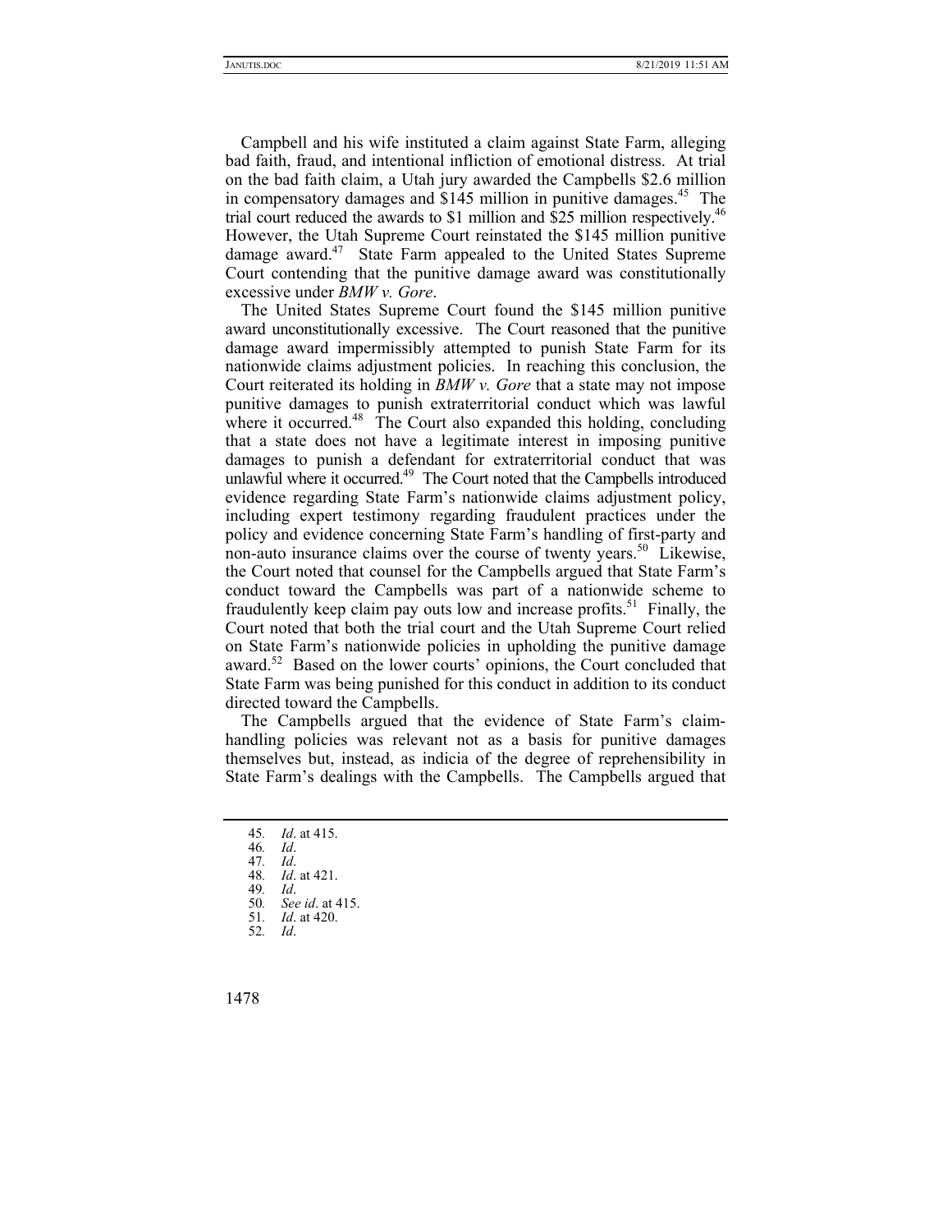Campbell and his wife instituted a claim against State Farm, alleging bad faith, fraud, and intentional infliction of emotional distress. At trial on the bad faith claim, a Utah jury awarded the Campbells $2.6 million in compensatory damages and $145 million in punitive damages.[45] The trial court reduced the awards to $1 million and $25 million respectively.[46] However, the Utah Supreme Court reinstated the $145 million punitive damage award.[47] State Farm appealed to the United States Supreme Court contending that the punitive damage award was constitutionally excessive under *BMW v. Gore*.

The United States Supreme Court found the $145 million punitive award unconstitutionally excessive. The Court reasoned that the punitive damage award impermissibly attempted to punish State Farm for its nationwide claims adjustment policies. In reaching this conclusion, the Court reiterated its holding in *BMW v. Gore* that a state may not impose punitive damages to punish extraterritorial conduct which was lawful where it occurred.[48] The Court also expanded this holding, concluding that a state does not have a legitimate interest in imposing punitive damages to punish a defendant for extraterritorial conduct that was unlawful where it occurred.[49] The Court noted that the Campbells introduced evidence regarding State Farm's nationwide claims adjustment policy, including expert testimony regarding fraudulent practices under the policy and evidence concerning State Farm's handling of first-party and non-auto insurance claims over the course of twenty years.[50] Likewise, the Court noted that counsel for the Campbells argued that State Farm's conduct toward the Campbells was part of a nationwide scheme to fraudulently keep claim pay outs low and increase profits.[51] Finally, the Court noted that both the trial court and the Utah Supreme Court relied on State Farm's nationwide policies in upholding the punitive damage award.[52] Based on the lower courts' opinions, the Court concluded that State Farm was being punished for this conduct in addition to its conduct directed toward the Campbells.

The Campbells argued that the evidence of State Farm's claim-handling policies was relevant not as a basis for punitive damages themselves but, instead, as indicia of the degree of reprehensibility in State Farm's dealings with the Campbells. The Campbells argued that

---

45. *Id*. at 415.
46. *Id*.
47. *Id*.
48. *Id*. at 421.
49. *Id*.
50. *See id*. at 415.
51. *Id*. at 420.
52. *Id*.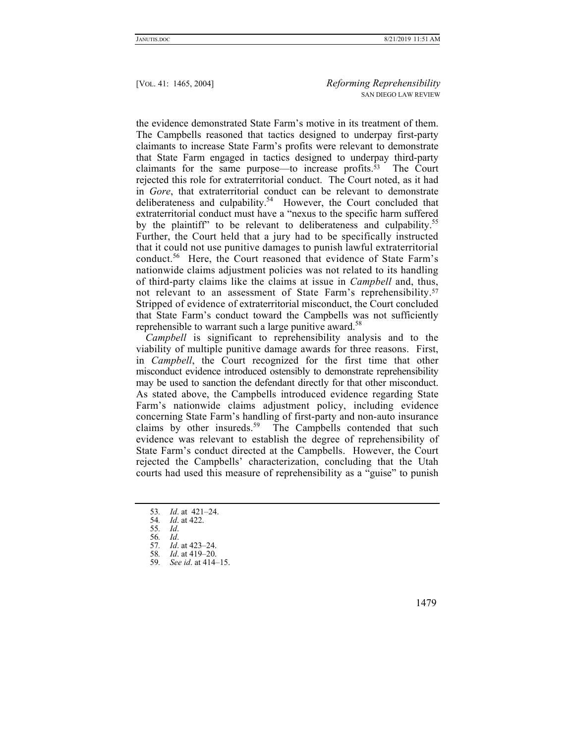the evidence demonstrated State Farm's motive in its treatment of them. The Campbells reasoned that tactics designed to underpay first-party claimants to increase State Farm's profits were relevant to demonstrate that State Farm engaged in tactics designed to underpay third-party claimants for the same purpose—to increase profits.[53] The Court rejected this role for extraterritorial conduct. The Court noted, as it had in *Gore*, that extraterritorial conduct can be relevant to demonstrate deliberateness and culpability.[54] However, the Court concluded that extraterritorial conduct must have a "nexus to the specific harm suffered by the plaintiff" to be relevant to deliberateness and culpability.[55] Further, the Court held that a jury had to be specifically instructed that it could not use punitive damages to punish lawful extraterritorial conduct.[56] Here, the Court reasoned that evidence of State Farm's nationwide claims adjustment policies was not related to its handling of third-party claims like the claims at issue in *Campbell* and, thus, not relevant to an assessment of State Farm's reprehensibility.[57] Stripped of evidence of extraterritorial misconduct, the Court concluded that State Farm's conduct toward the Campbells was not sufficiently reprehensible to warrant such a large punitive award.[58]

*Campbell* is significant to reprehensibility analysis and to the viability of multiple punitive damage awards for three reasons. First, in *Campbell*, the Court recognized for the first time that other misconduct evidence introduced ostensibly to demonstrate reprehensibility may be used to sanction the defendant directly for that other misconduct. As stated above, the Campbells introduced evidence regarding State Farm's nationwide claims adjustment policy, including evidence concerning State Farm's handling of first-party and non-auto insurance claims by other insureds.[59] The Campbells contended that such evidence was relevant to establish the degree of reprehensibility of State Farm's conduct directed at the Campbells. However, the Court rejected the Campbells' characterization, concluding that the Utah courts had used this measure of reprehensibility as a "guise" to punish

53. *Id*. at 421–24.
54. *Id*. at 422.
55. *Id*.
56. *Id*.
57. *Id*. at 423–24.
58. *Id*. at 419–20.
59. *See id*. at 414–15.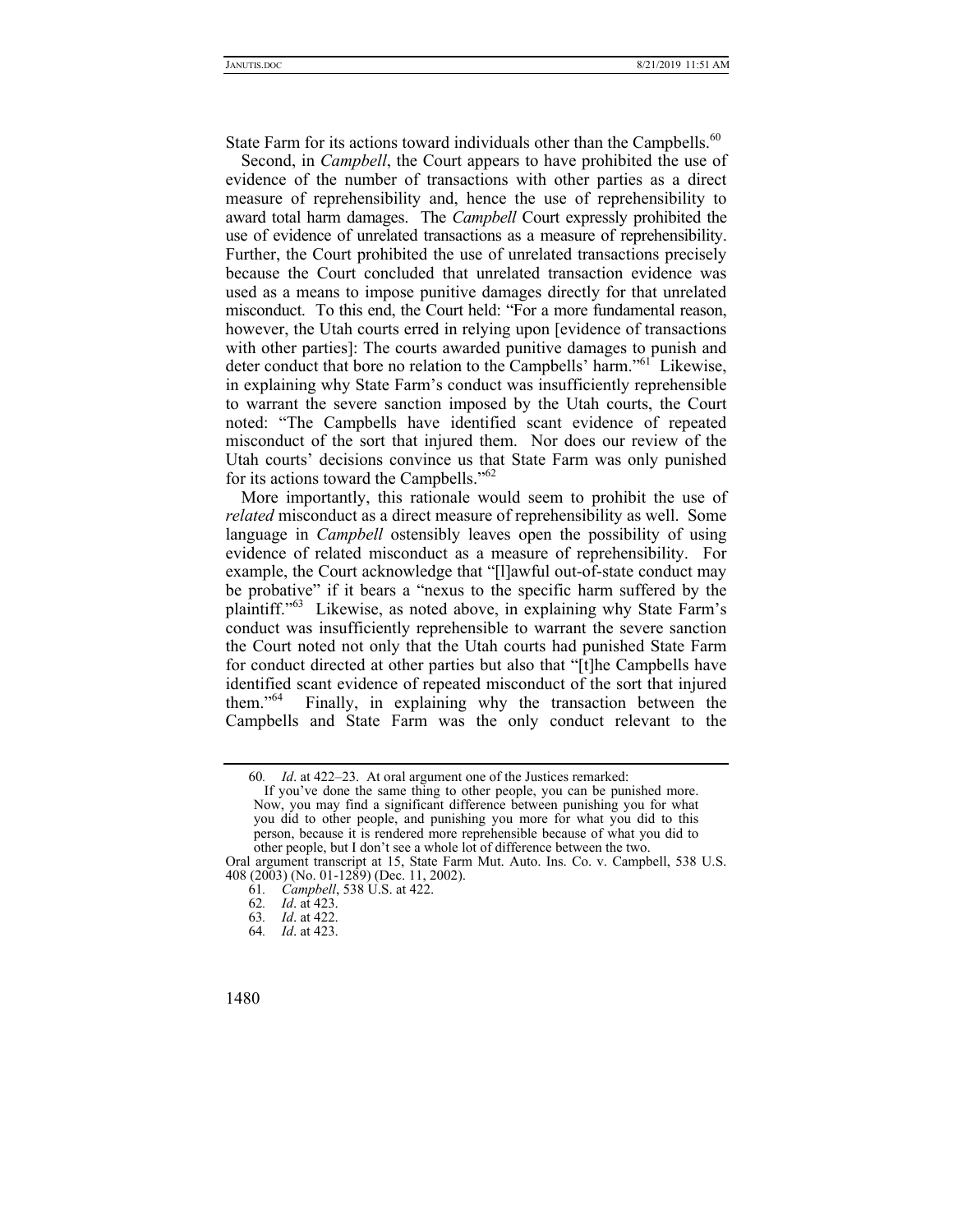State Farm for its actions toward individuals other than the Campbells.[60]

Second, in *Campbell*, the Court appears to have prohibited the use of evidence of the number of transactions with other parties as a direct measure of reprehensibility and, hence the use of reprehensibility to award total harm damages. The *Campbell* Court expressly prohibited the use of evidence of unrelated transactions as a measure of reprehensibility. Further, the Court prohibited the use of unrelated transactions precisely because the Court concluded that unrelated transaction evidence was used as a means to impose punitive damages directly for that unrelated misconduct. To this end, the Court held: "For a more fundamental reason, however, the Utah courts erred in relying upon [evidence of transactions with other parties]: The courts awarded punitive damages to punish and deter conduct that bore no relation to the Campbells' harm."[61] Likewise, in explaining why State Farm's conduct was insufficiently reprehensible to warrant the severe sanction imposed by the Utah courts, the Court noted: "The Campbells have identified scant evidence of repeated misconduct of the sort that injured them. Nor does our review of the Utah courts' decisions convince us that State Farm was only punished for its actions toward the Campbells."[62]

More importantly, this rationale would seem to prohibit the use of *related* misconduct as a direct measure of reprehensibility as well. Some language in *Campbell* ostensibly leaves open the possibility of using evidence of related misconduct as a measure of reprehensibility. For example, the Court acknowledge that "[l]awful out-of-state conduct may be probative" if it bears a "nexus to the specific harm suffered by the plaintiff."[63] Likewise, as noted above, in explaining why State Farm's conduct was insufficiently reprehensible to warrant the severe sanction the Court noted not only that the Utah courts had punished State Farm for conduct directed at other parties but also that "[t]he Campbells have identified scant evidence of repeated misconduct of the sort that injured them."[64] Finally, in explaining why the transaction between the Campbells and State Farm was the only conduct relevant to the

---

60. *Id*. at 422–23. At oral argument one of the Justices remarked:

> If you've done the same thing to other people, you can be punished more. Now, you may find a significant difference between punishing you for what you did to other people, and punishing you more for what you did to this person, because it is rendered more reprehensible because of what you did to other people, but I don't see a whole lot of difference between the two.

Oral argument transcript at 15, State Farm Mut. Auto. Ins. Co. v. Campbell, 538 U.S. 408 (2003) (No. 01-1289) (Dec. 11, 2002).

61. *Campbell*, 538 U.S. at 422.

62. *Id*. at 423.

63. *Id*. at 422.

64. *Id*. at 423.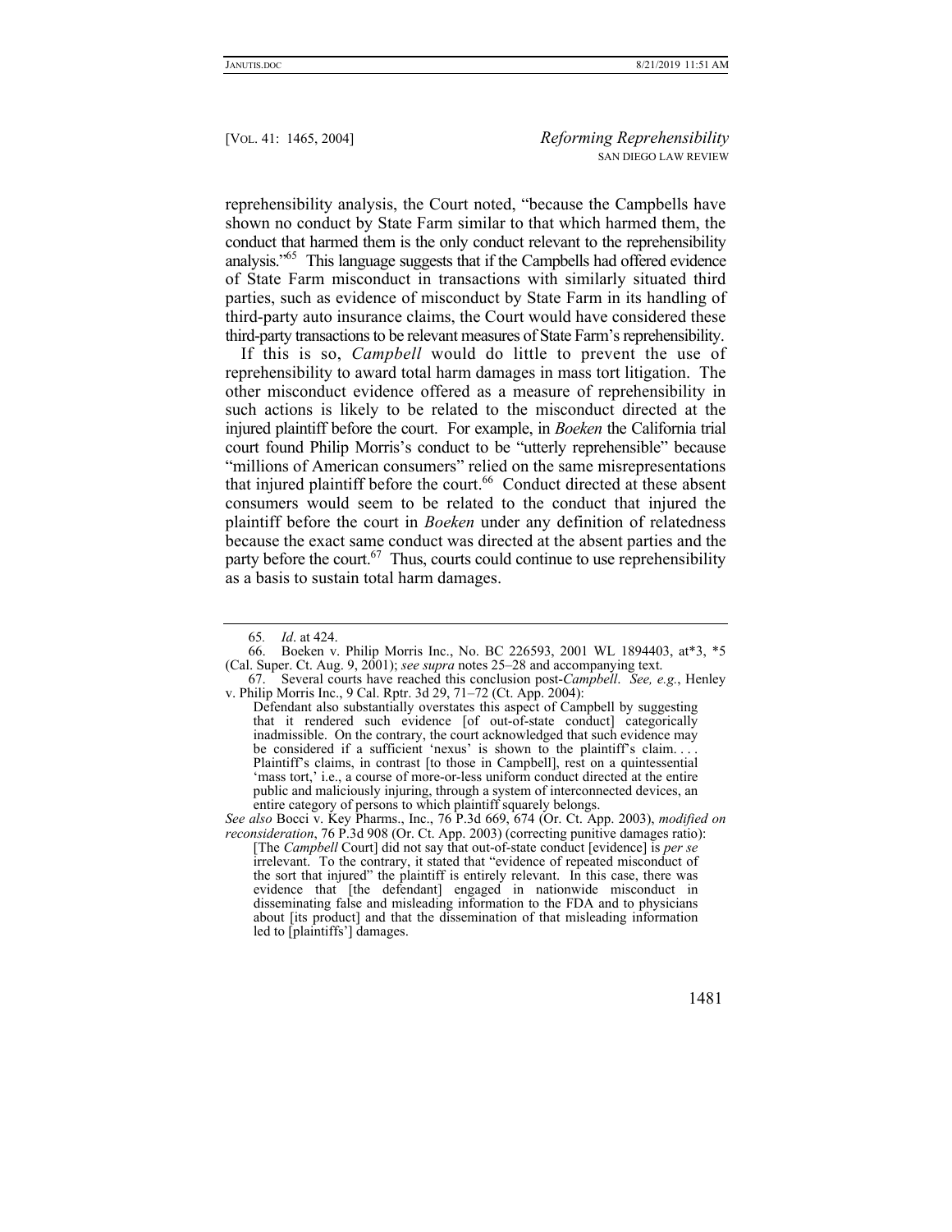reprehensibility analysis, the Court noted, "because the Campbells have shown no conduct by State Farm similar to that which harmed them, the conduct that harmed them is the only conduct relevant to the reprehensibility analysis."[65] This language suggests that if the Campbells had offered evidence of State Farm misconduct in transactions with similarly situated third parties, such as evidence of misconduct by State Farm in its handling of third-party auto insurance claims, the Court would have considered these third-party transactions to be relevant measures of State Farm's reprehensibility.

If this is so, *Campbell* would do little to prevent the use of reprehensibility to award total harm damages in mass tort litigation. The other misconduct evidence offered as a measure of reprehensibility in such actions is likely to be related to the misconduct directed at the injured plaintiff before the court. For example, in *Boeken* the California trial court found Philip Morris's conduct to be "utterly reprehensible" because "millions of American consumers" relied on the same misrepresentations that injured plaintiff before the court.[66] Conduct directed at these absent consumers would seem to be related to the conduct that injured the plaintiff before the court in *Boeken* under any definition of relatedness because the exact same conduct was directed at the absent parties and the party before the court.[67] Thus, courts could continue to use reprehensibility as a basis to sustain total harm damages.

---

65. *Id*. at 424.

66. Boeken v. Philip Morris Inc., No. BC 226593, 2001 WL 1894403, at*3, *5 (Cal. Super. Ct. Aug. 9, 2001); *see supra* notes 25–28 and accompanying text.

67. Several courts have reached this conclusion post-*Campbell*. *See, e.g.*, Henley v. Philip Morris Inc., 9 Cal. Rptr. 3d 29, 71–72 (Ct. App. 2004):

> Defendant also substantially overstates this aspect of Campbell by suggesting that it rendered such evidence [of out-of-state conduct] categorically inadmissible. On the contrary, the court acknowledged that such evidence may be considered if a sufficient 'nexus' is shown to the plaintiff's claim. . . . Plaintiff's claims, in contrast [to those in Campbell], rest on a quintessential 'mass tort,' i.e., a course of more-or-less uniform conduct directed at the entire public and maliciously injuring, through a system of interconnected devices, an entire category of persons to which plaintiff squarely belongs.

*See also* Bocci v. Key Pharms., Inc., 76 P.3d 669, 674 (Or. Ct. App. 2003), *modified on reconsideration*, 76 P.3d 908 (Or. Ct. App. 2003) (correcting punitive damages ratio):

> [The *Campbell* Court] did not say that out-of-state conduct [evidence] is *per se* irrelevant. To the contrary, it stated that "evidence of repeated misconduct of the sort that injured" the plaintiff is entirely relevant. In this case, there was evidence that [the defendant] engaged in nationwide misconduct in disseminating false and misleading information to the FDA and to physicians about [its product] and that the dissemination of that misleading information led to [plaintiffs'] damages.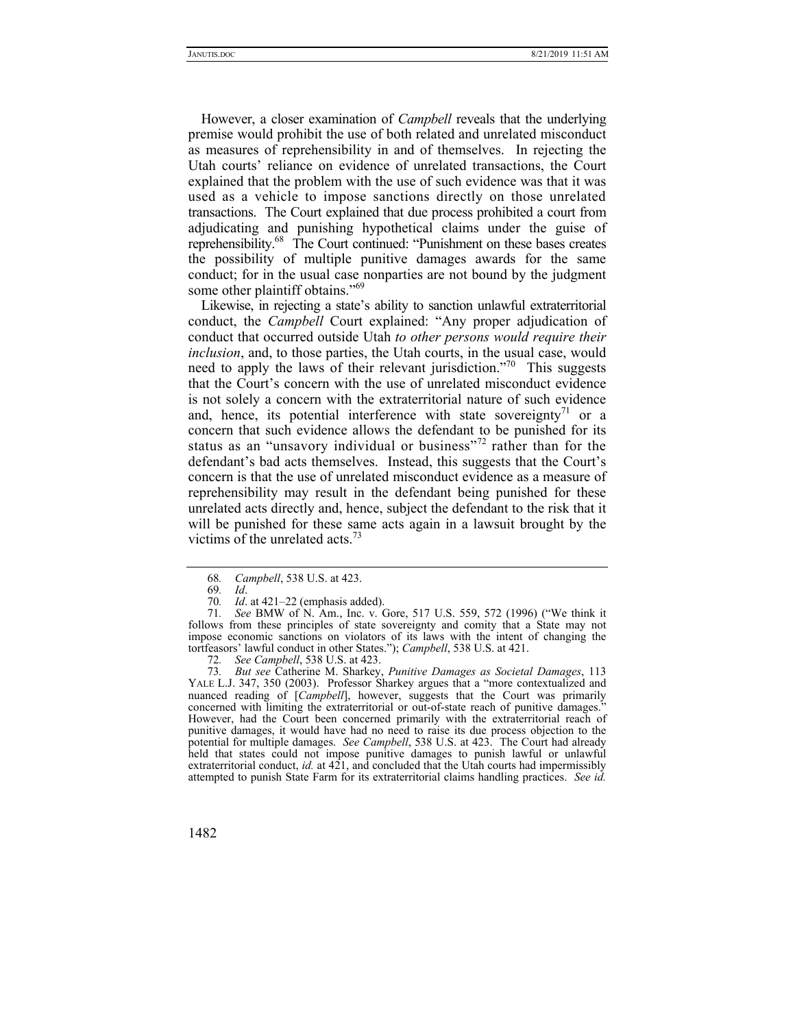However, a closer examination of *Campbell* reveals that the underlying premise would prohibit the use of both related and unrelated misconduct as measures of reprehensibility in and of themselves. In rejecting the Utah courts' reliance on evidence of unrelated transactions, the Court explained that the problem with the use of such evidence was that it was used as a vehicle to impose sanctions directly on those unrelated transactions. The Court explained that due process prohibited a court from adjudicating and punishing hypothetical claims under the guise of reprehensibility.[68] The Court continued: "Punishment on these bases creates the possibility of multiple punitive damages awards for the same conduct; for in the usual case nonparties are not bound by the judgment some other plaintiff obtains."[69]

Likewise, in rejecting a state's ability to sanction unlawful extraterritorial conduct, the *Campbell* Court explained: "Any proper adjudication of conduct that occurred outside Utah *to other persons would require their inclusion*, and, to those parties, the Utah courts, in the usual case, would need to apply the laws of their relevant jurisdiction."[70] This suggests that the Court's concern with the use of unrelated misconduct evidence is not solely a concern with the extraterritorial nature of such evidence and, hence, its potential interference with state sovereignty[71] or a concern that such evidence allows the defendant to be punished for its status as an "unsavory individual or business"[72] rather than for the defendant's bad acts themselves. Instead, this suggests that the Court's concern is that the use of unrelated misconduct evidence as a measure of reprehensibility may result in the defendant being punished for these unrelated acts directly and, hence, subject the defendant to the risk that it will be punished for these same acts again in a lawsuit brought by the victims of the unrelated acts.[73]

---

68. *Campbell*, 538 U.S. at 423.

69. *Id*.

70. *Id*. at 421–22 (emphasis added).

71. *See* BMW of N. Am., Inc. v. Gore, 517 U.S. 559, 572 (1996) ("We think it follows from these principles of state sovereignty and comity that a State may not impose economic sanctions on violators of its laws with the intent of changing the tortfeasors' lawful conduct in other States."); *Campbell*, 538 U.S. at 421.

72. *See Campbell*, 538 U.S. at 423.

73. *But see* Catherine M. Sharkey, *Punitive Damages as Societal Damages*, 113 YALE L.J. 347, 350 (2003). Professor Sharkey argues that a "more contextualized and nuanced reading of [*Campbell*], however, suggests that the Court was primarily concerned with limiting the extraterritorial or out-of-state reach of punitive damages." However, had the Court been concerned primarily with the extraterritorial reach of punitive damages, it would have had no need to raise its due process objection to the potential for multiple damages. *See Campbell*, 538 U.S. at 423. The Court had already held that states could not impose punitive damages to punish lawful or unlawful extraterritorial conduct, *id.* at 421, and concluded that the Utah courts had impermissibly attempted to punish State Farm for its extraterritorial claims handling practices. *See id.*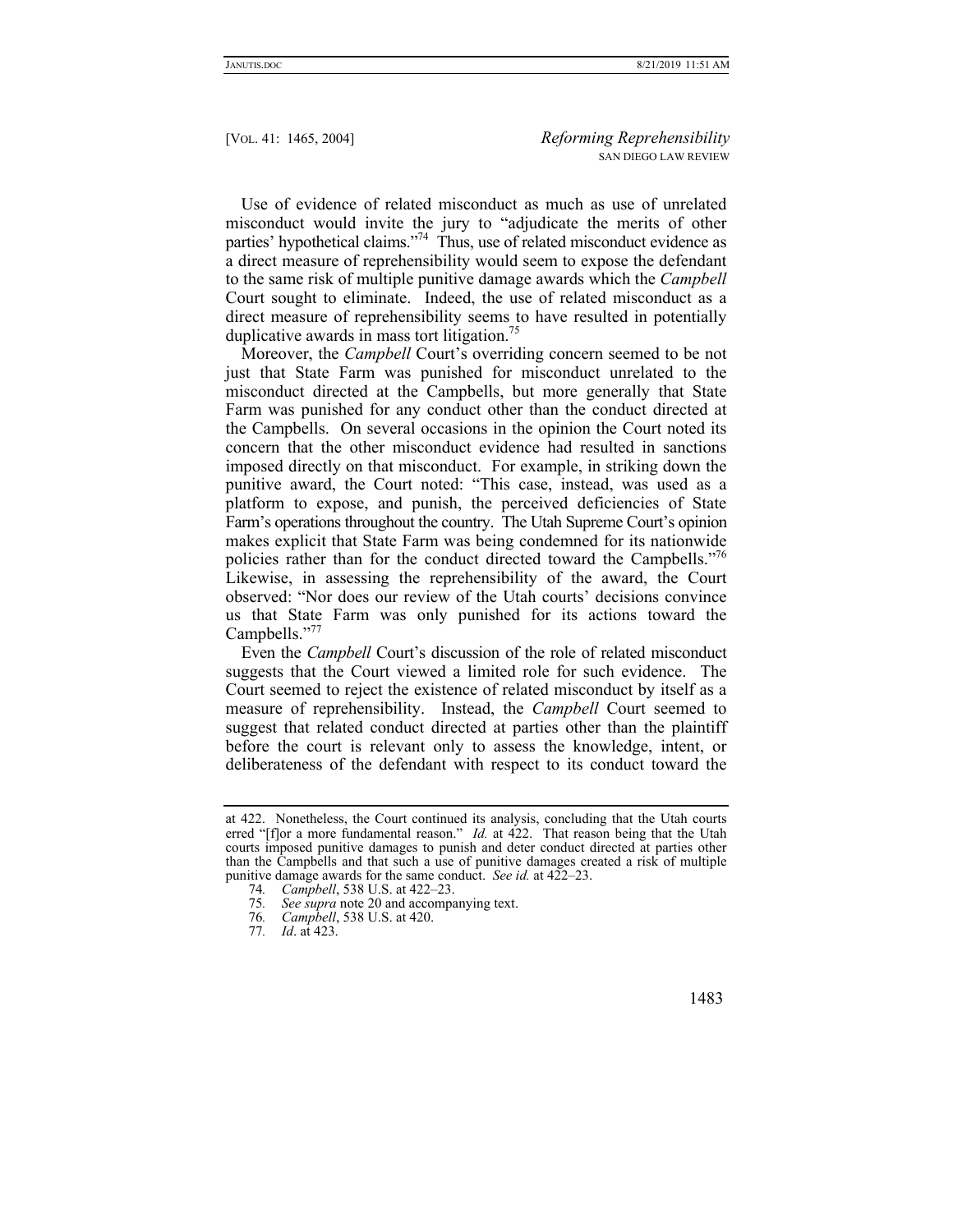Use of evidence of related misconduct as much as use of unrelated misconduct would invite the jury to "adjudicate the merits of other parties' hypothetical claims."[74] Thus, use of related misconduct evidence as a direct measure of reprehensibility would seem to expose the defendant to the same risk of multiple punitive damage awards which the *Campbell* Court sought to eliminate. Indeed, the use of related misconduct as a direct measure of reprehensibility seems to have resulted in potentially duplicative awards in mass tort litigation.[75]

Moreover, the *Campbell* Court's overriding concern seemed to be not just that State Farm was punished for misconduct unrelated to the misconduct directed at the Campbells, but more generally that State Farm was punished for any conduct other than the conduct directed at the Campbells. On several occasions in the opinion the Court noted its concern that the other misconduct evidence had resulted in sanctions imposed directly on that misconduct. For example, in striking down the punitive award, the Court noted: "This case, instead, was used as a platform to expose, and punish, the perceived deficiencies of State Farm's operations throughout the country. The Utah Supreme Court's opinion makes explicit that State Farm was being condemned for its nationwide policies rather than for the conduct directed toward the Campbells."[76] Likewise, in assessing the reprehensibility of the award, the Court observed: "Nor does our review of the Utah courts' decisions convince us that State Farm was only punished for its actions toward the Campbells."[77]

Even the *Campbell* Court's discussion of the role of related misconduct suggests that the Court viewed a limited role for such evidence. The Court seemed to reject the existence of related misconduct by itself as a measure of reprehensibility. Instead, the *Campbell* Court seemed to suggest that related conduct directed at parties other than the plaintiff before the court is relevant only to assess the knowledge, intent, or deliberateness of the defendant with respect to its conduct toward the

---

at 422. Nonetheless, the Court continued its analysis, concluding that the Utah courts erred "[f]or a more fundamental reason." *Id.* at 422. That reason being that the Utah courts imposed punitive damages to punish and deter conduct directed at parties other than the Campbells and that such a use of punitive damages created a risk of multiple punitive damage awards for the same conduct. *See id.* at 422–23.

74. *Campbell*, 538 U.S. at 422–23.

75. *See supra* note 20 and accompanying text.

76. *Campbell*, 538 U.S. at 420.

77. *Id*. at 423.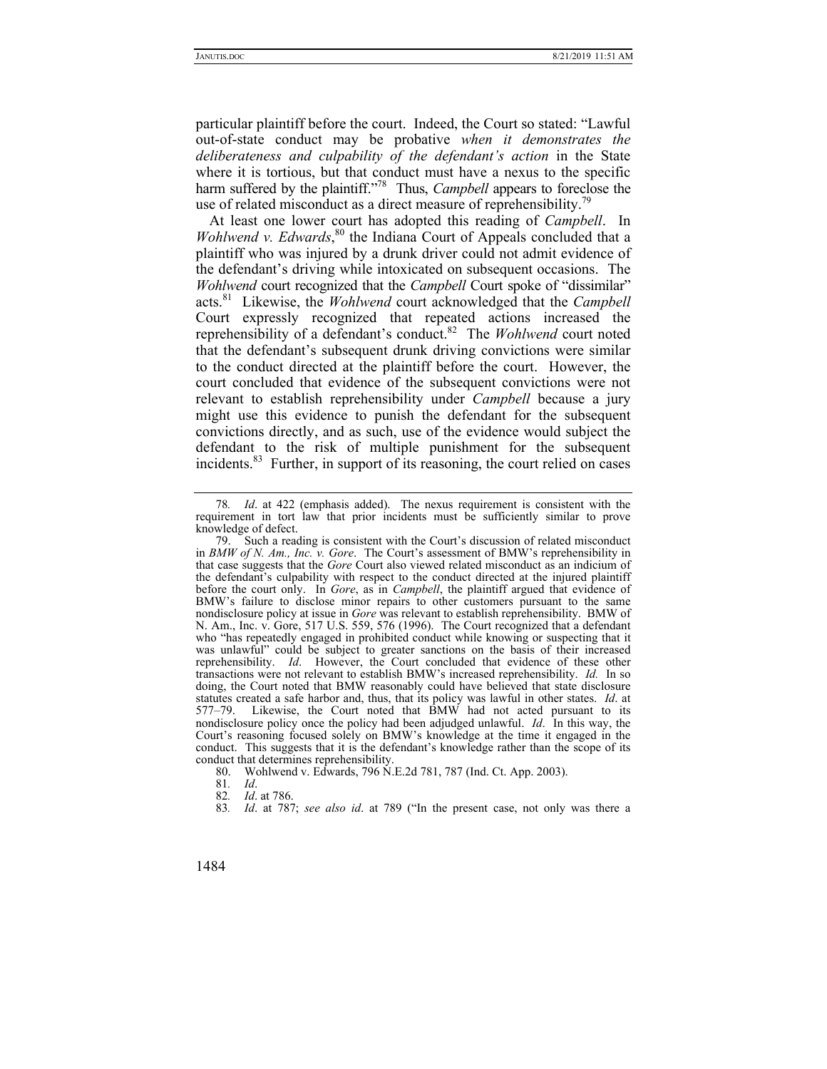particular plaintiff before the court. Indeed, the Court so stated: "Lawful out-of-state conduct may be probative *when it demonstrates the deliberateness and culpability of the defendant's action* in the State where it is tortious, but that conduct must have a nexus to the specific harm suffered by the plaintiff."[78] Thus, *Campbell* appears to foreclose the use of related misconduct as a direct measure of reprehensibility.[79]

At least one lower court has adopted this reading of *Campbell*. In *Wohlwend v. Edwards*,[80] the Indiana Court of Appeals concluded that a plaintiff who was injured by a drunk driver could not admit evidence of the defendant's driving while intoxicated on subsequent occasions. The *Wohlwend* court recognized that the *Campbell* Court spoke of "dissimilar" acts.[81] Likewise, the *Wohlwend* court acknowledged that the *Campbell* Court expressly recognized that repeated actions increased the reprehensibility of a defendant's conduct.[82] The *Wohlwend* court noted that the defendant's subsequent drunk driving convictions were similar to the conduct directed at the plaintiff before the court. However, the court concluded that evidence of the subsequent convictions were not relevant to establish reprehensibility under *Campbell* because a jury might use this evidence to punish the defendant for the subsequent convictions directly, and as such, use of the evidence would subject the defendant to the risk of multiple punishment for the subsequent incidents.[83] Further, in support of its reasoning, the court relied on cases

---

78. *Id*. at 422 (emphasis added). The nexus requirement is consistent with the requirement in tort law that prior incidents must be sufficiently similar to prove knowledge of defect.

79. Such a reading is consistent with the Court's discussion of related misconduct in *BMW of N. Am., Inc. v. Gore*. The Court's assessment of BMW's reprehensibility in that case suggests that the *Gore* Court also viewed related misconduct as an indicium of the defendant's culpability with respect to the conduct directed at the injured plaintiff before the court only. In *Gore*, as in *Campbell*, the plaintiff argued that evidence of BMW's failure to disclose minor repairs to other customers pursuant to the same nondisclosure policy at issue in *Gore* was relevant to establish reprehensibility. BMW of N. Am., Inc. v. Gore, 517 U.S. 559, 576 (1996). The Court recognized that a defendant who "has repeatedly engaged in prohibited conduct while knowing or suspecting that it was unlawful" could be subject to greater sanctions on the basis of their increased reprehensibility. *Id*. However, the Court concluded that evidence of these other transactions were not relevant to establish BMW's increased reprehensibility. *Id.* In so doing, the Court noted that BMW reasonably could have believed that state disclosure statutes created a safe harbor and, thus, that its policy was lawful in other states. *Id*. at 577–79. Likewise, the Court noted that BMW had not acted pursuant to its nondisclosure policy once the policy had been adjudged unlawful. *Id*. In this way, the Court's reasoning focused solely on BMW's knowledge at the time it engaged in the conduct. This suggests that it is the defendant's knowledge rather than the scope of its conduct that determines reprehensibility.

80. Wohlwend v. Edwards, 796 N.E.2d 781, 787 (Ind. Ct. App. 2003).

81. *Id*.

82. *Id*. at 786.

83. *Id*. at 787; *see also id*. at 789 ("In the present case, not only was there a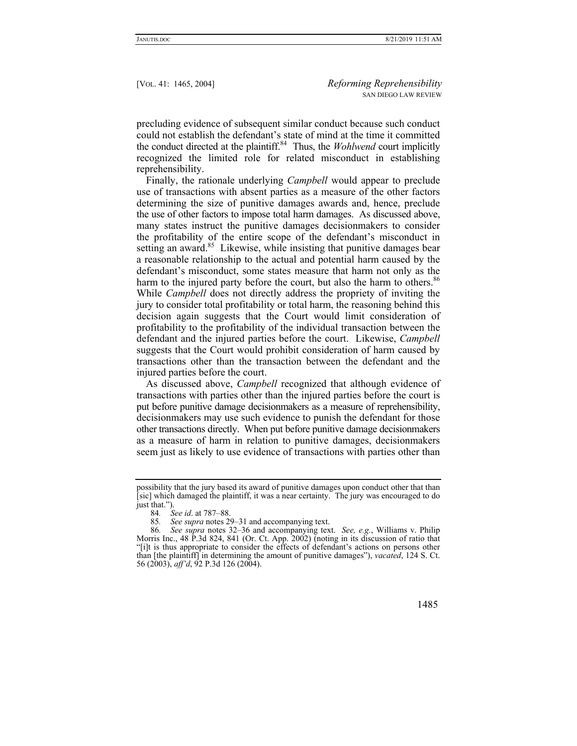precluding evidence of subsequent similar conduct because such conduct could not establish the defendant's state of mind at the time it committed the conduct directed at the plaintiff.[84] Thus, the *Wohlwend* court implicitly recognized the limited role for related misconduct in establishing reprehensibility.

Finally, the rationale underlying *Campbell* would appear to preclude use of transactions with absent parties as a measure of the other factors determining the size of punitive damages awards and, hence, preclude the use of other factors to impose total harm damages. As discussed above, many states instruct the punitive damages decisionmakers to consider the profitability of the entire scope of the defendant's misconduct in setting an award.[85] Likewise, while insisting that punitive damages bear a reasonable relationship to the actual and potential harm caused by the defendant's misconduct, some states measure that harm not only as the harm to the injured party before the court, but also the harm to others.[86] While *Campbell* does not directly address the propriety of inviting the jury to consider total profitability or total harm, the reasoning behind this decision again suggests that the Court would limit consideration of profitability to the profitability of the individual transaction between the defendant and the injured parties before the court. Likewise, *Campbell* suggests that the Court would prohibit consideration of harm caused by transactions other than the transaction between the defendant and the injured parties before the court.

As discussed above, *Campbell* recognized that although evidence of transactions with parties other than the injured parties before the court is put before punitive damage decisionmakers as a measure of reprehensibility, decisionmakers may use such evidence to punish the defendant for those other transactions directly. When put before punitive damage decisionmakers as a measure of harm in relation to punitive damages, decisionmakers seem just as likely to use evidence of transactions with parties other than

---

possibility that the jury based its award of punitive damages upon conduct other that than [sic] which damaged the plaintiff, it was a near certainty. The jury was encouraged to do just that.").

84. *See id*. at 787–88.

85. *See supra* notes 29–31 and accompanying text.

86. *See supra* notes 32–36 and accompanying text. *See, e.g.*, Williams v. Philip Morris Inc., 48 P.3d 824, 841 (Or. Ct. App. 2002) (noting in its discussion of ratio that "[i]t is thus appropriate to consider the effects of defendant's actions on persons other than [the plaintiff] in determining the amount of punitive damages"), *vacated*, 124 S. Ct. 56 (2003), *aff'd*, 92 P.3d 126 (2004).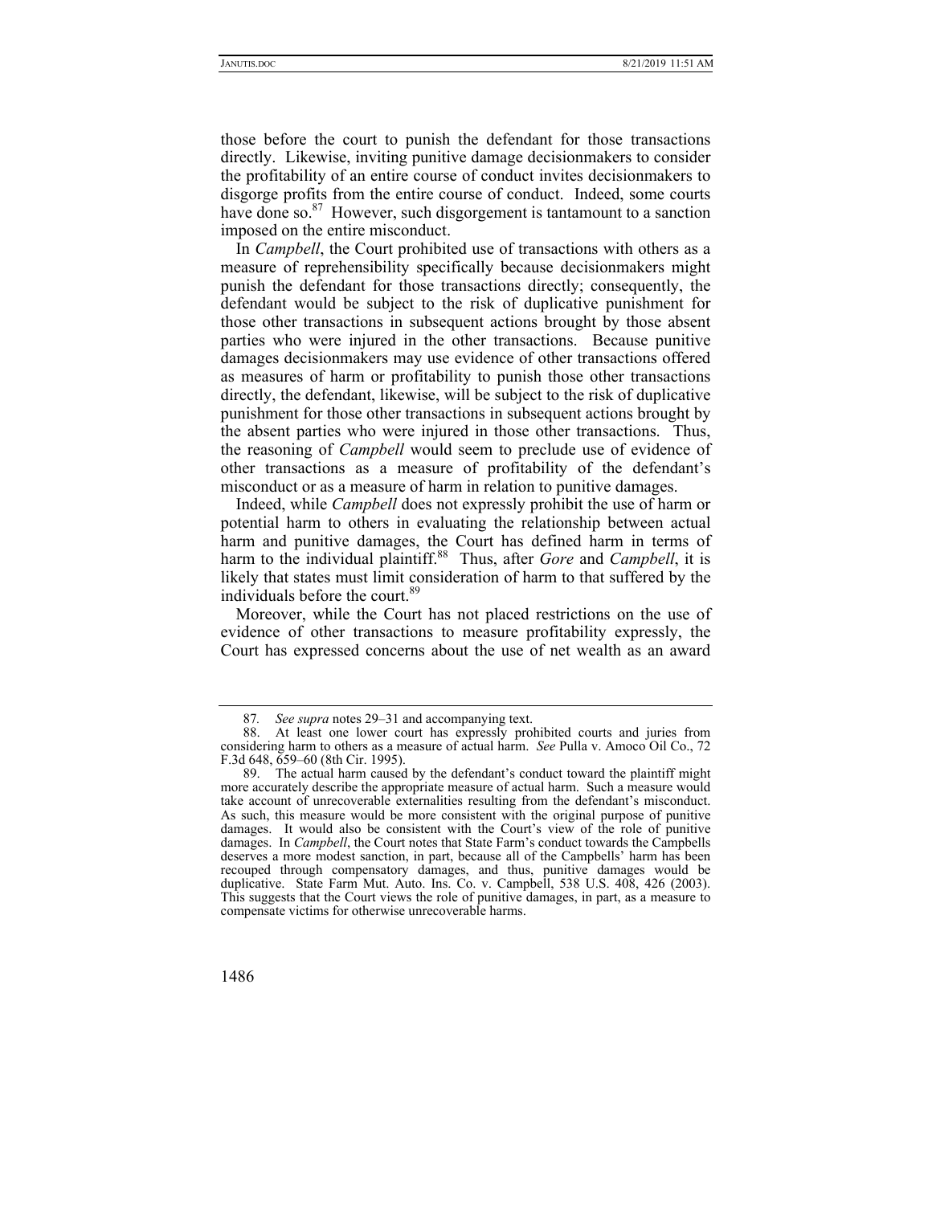those before the court to punish the defendant for those transactions directly. Likewise, inviting punitive damage decisionmakers to consider the profitability of an entire course of conduct invites decisionmakers to disgorge profits from the entire course of conduct. Indeed, some courts have done so.[87] However, such disgorgement is tantamount to a sanction imposed on the entire misconduct.

In *Campbell*, the Court prohibited use of transactions with others as a measure of reprehensibility specifically because decisionmakers might punish the defendant for those transactions directly; consequently, the defendant would be subject to the risk of duplicative punishment for those other transactions in subsequent actions brought by those absent parties who were injured in the other transactions. Because punitive damages decisionmakers may use evidence of other transactions offered as measures of harm or profitability to punish those other transactions directly, the defendant, likewise, will be subject to the risk of duplicative punishment for those other transactions in subsequent actions brought by the absent parties who were injured in those other transactions. Thus, the reasoning of *Campbell* would seem to preclude use of evidence of other transactions as a measure of profitability of the defendant's misconduct or as a measure of harm in relation to punitive damages.

Indeed, while *Campbell* does not expressly prohibit the use of harm or potential harm to others in evaluating the relationship between actual harm and punitive damages, the Court has defined harm in terms of harm to the individual plaintiff.[88] Thus, after *Gore* and *Campbell*, it is likely that states must limit consideration of harm to that suffered by the individuals before the court.[89]

Moreover, while the Court has not placed restrictions on the use of evidence of other transactions to measure profitability expressly, the Court has expressed concerns about the use of net wealth as an award

87. *See supra* notes 29–31 and accompanying text.

88. At least one lower court has expressly prohibited courts and juries from considering harm to others as a measure of actual harm. *See* Pulla v. Amoco Oil Co., 72 F.3d 648, 659–60 (8th Cir. 1995).

89. The actual harm caused by the defendant's conduct toward the plaintiff might more accurately describe the appropriate measure of actual harm. Such a measure would take account of unrecoverable externalities resulting from the defendant's misconduct. As such, this measure would be more consistent with the original purpose of punitive damages. It would also be consistent with the Court's view of the role of punitive damages. In *Campbell*, the Court notes that State Farm's conduct towards the Campbells deserves a more modest sanction, in part, because all of the Campbells' harm has been recouped through compensatory damages, and thus, punitive damages would be duplicative. State Farm Mut. Auto. Ins. Co. v. Campbell, 538 U.S. 408, 426 (2003). This suggests that the Court views the role of punitive damages, in part, as a measure to compensate victims for otherwise unrecoverable harms.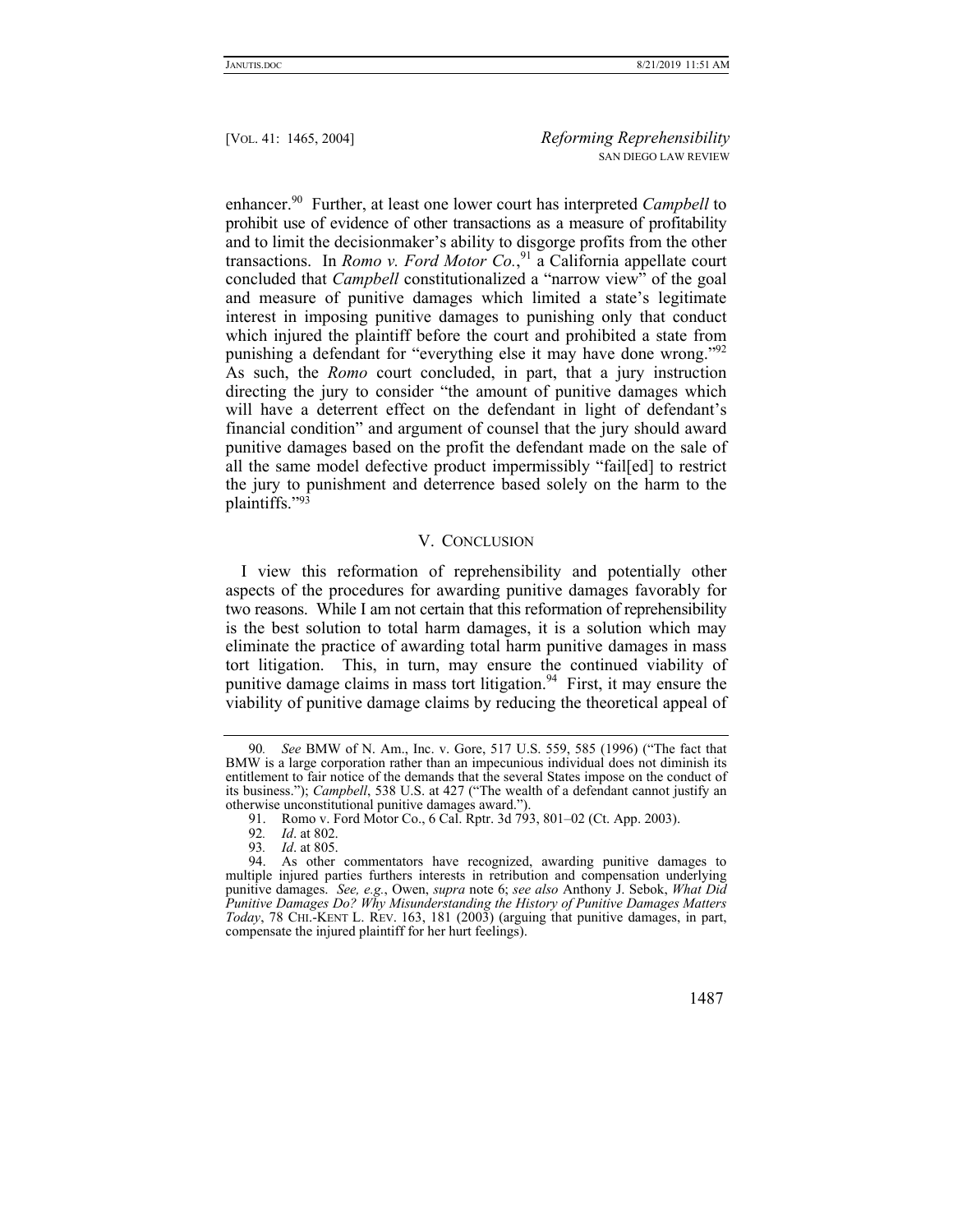enhancer.[90] Further, at least one lower court has interpreted *Campbell* to prohibit use of evidence of other transactions as a measure of profitability and to limit the decisionmaker's ability to disgorge profits from the other transactions. In *Romo v. Ford Motor Co.*,[91] a California appellate court concluded that *Campbell* constitutionalized a "narrow view" of the goal and measure of punitive damages which limited a state's legitimate interest in imposing punitive damages to punishing only that conduct which injured the plaintiff before the court and prohibited a state from punishing a defendant for "everything else it may have done wrong."[92] As such, the *Romo* court concluded, in part, that a jury instruction directing the jury to consider "the amount of punitive damages which will have a deterrent effect on the defendant in light of defendant's financial condition" and argument of counsel that the jury should award punitive damages based on the profit the defendant made on the sale of all the same model defective product impermissibly "fail[ed] to restrict the jury to punishment and deterrence based solely on the harm to the plaintiffs."[93]

## V. CONCLUSION

I view this reformation of reprehensibility and potentially other aspects of the procedures for awarding punitive damages favorably for two reasons. While I am not certain that this reformation of reprehensibility is the best solution to total harm damages, it is a solution which may eliminate the practice of awarding total harm punitive damages in mass tort litigation. This, in turn, may ensure the continued viability of punitive damage claims in mass tort litigation.[94] First, it may ensure the viability of punitive damage claims by reducing the theoretical appeal of

---

90. *See* BMW of N. Am., Inc. v. Gore, 517 U.S. 559, 585 (1996) ("The fact that BMW is a large corporation rather than an impecunious individual does not diminish its entitlement to fair notice of the demands that the several States impose on the conduct of its business."); *Campbell*, 538 U.S. at 427 ("The wealth of a defendant cannot justify an otherwise unconstitutional punitive damages award.").

91. Romo v. Ford Motor Co., 6 Cal. Rptr. 3d 793, 801–02 (Ct. App. 2003).

92. *Id*. at 802.

93. *Id*. at 805.

94. As other commentators have recognized, awarding punitive damages to multiple injured parties furthers interests in retribution and compensation underlying punitive damages. *See, e.g.*, Owen, *supra* note 6; *see also* Anthony J. Sebok, *What Did Punitive Damages Do? Why Misunderstanding the History of Punitive Damages Matters Today*, 78 CHI.-KENT L. REV. 163, 181 (2003) (arguing that punitive damages, in part, compensate the injured plaintiff for her hurt feelings).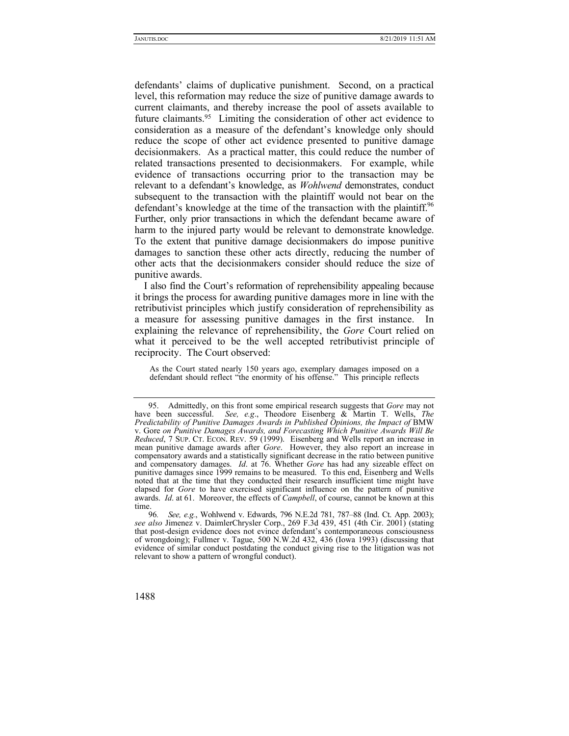defendants' claims of duplicative punishment. Second, on a practical level, this reformation may reduce the size of punitive damage awards to current claimants, and thereby increase the pool of assets available to future claimants.[95] Limiting the consideration of other act evidence to consideration as a measure of the defendant's knowledge only should reduce the scope of other act evidence presented to punitive damage decisionmakers. As a practical matter, this could reduce the number of related transactions presented to decisionmakers. For example, while evidence of transactions occurring prior to the transaction may be relevant to a defendant's knowledge, as *Wohlwend* demonstrates, conduct subsequent to the transaction with the plaintiff would not bear on the defendant's knowledge at the time of the transaction with the plaintiff.[96] Further, only prior transactions in which the defendant became aware of harm to the injured party would be relevant to demonstrate knowledge. To the extent that punitive damage decisionmakers do impose punitive damages to sanction these other acts directly, reducing the number of other acts that the decisionmakers consider should reduce the size of punitive awards.

I also find the Court's reformation of reprehensibility appealing because it brings the process for awarding punitive damages more in line with the retributivist principles which justify consideration of reprehensibility as a measure for assessing punitive damages in the first instance. In explaining the relevance of reprehensibility, the *Gore* Court relied on what it perceived to be the well accepted retributivist principle of reciprocity. The Court observed:

> As the Court stated nearly 150 years ago, exemplary damages imposed on a defendant should reflect "the enormity of his offense." This principle reflects

---

95. Admittedly, on this front some empirical research suggests that *Gore* may not have been successful. *See, e.g*., Theodore Eisenberg & Martin T. Wells, *The Predictability of Punitive Damages Awards in Published Opinions, the Impact of* BMW v. Gore *on Punitive Damages Awards, and Forecasting Which Punitive Awards Will Be Reduced*, 7 SUP. CT. ECON. REV. 59 (1999). Eisenberg and Wells report an increase in mean punitive damage awards after *Gore*. However, they also report an increase in compensatory awards and a statistically significant decrease in the ratio between punitive and compensatory damages. *Id*. at 76. Whether *Gore* has had any sizeable effect on punitive damages since 1999 remains to be measured. To this end, Eisenberg and Wells noted that at the time that they conducted their research insufficient time might have elapsed for *Gore* to have exercised significant influence on the pattern of punitive awards. *Id*. at 61. Moreover, the effects of *Campbell*, of course, cannot be known at this time.

96. *See, e.g.*, Wohlwend v. Edwards, 796 N.E.2d 781, 787–88 (Ind. Ct. App. 2003); *see also* Jimenez v. DaimlerChrysler Corp., 269 F.3d 439, 451 (4th Cir. 2001) (stating that post-design evidence does not evince defendant's contemporaneous consciousness of wrongdoing); Fullmer v. Tague, 500 N.W.2d 432, 436 (Iowa 1993) (discussing that evidence of similar conduct postdating the conduct giving rise to the litigation was not relevant to show a pattern of wrongful conduct).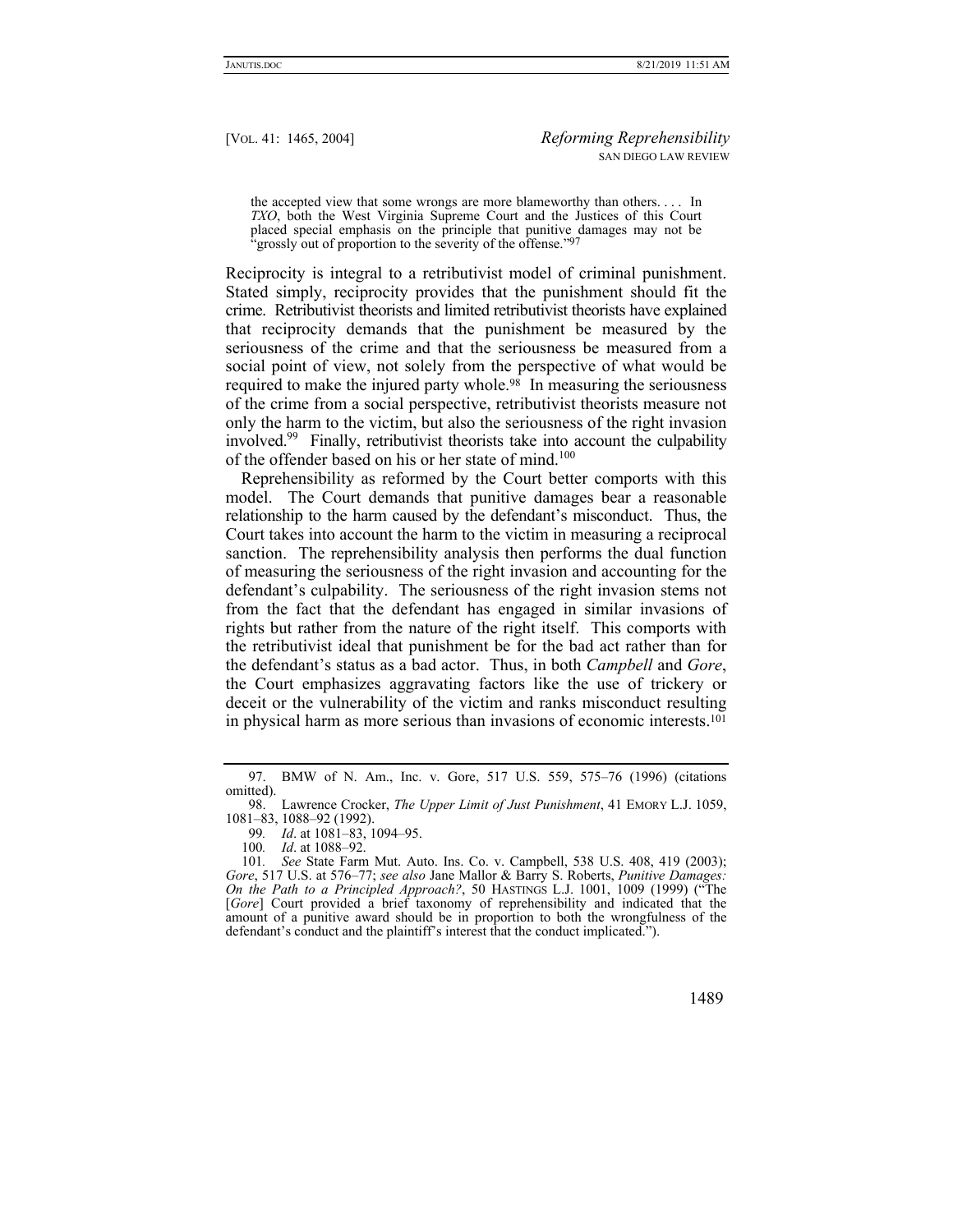> the accepted view that some wrongs are more blameworthy than others. . . . In *TXO*, both the West Virginia Supreme Court and the Justices of this Court placed special emphasis on the principle that punitive damages may not be "grossly out of proportion to the severity of the offense."[97]

Reciprocity is integral to a retributivist model of criminal punishment. Stated simply, reciprocity provides that the punishment should fit the crime. Retributivist theorists and limited retributivist theorists have explained that reciprocity demands that the punishment be measured by the seriousness of the crime and that the seriousness be measured from a social point of view, not solely from the perspective of what would be required to make the injured party whole.[98] In measuring the seriousness of the crime from a social perspective, retributivist theorists measure not only the harm to the victim, but also the seriousness of the right invasion involved.[99] Finally, retributivist theorists take into account the culpability of the offender based on his or her state of mind.[100]

Reprehensibility as reformed by the Court better comports with this model. The Court demands that punitive damages bear a reasonable relationship to the harm caused by the defendant's misconduct. Thus, the Court takes into account the harm to the victim in measuring a reciprocal sanction. The reprehensibility analysis then performs the dual function of measuring the seriousness of the right invasion and accounting for the defendant's culpability. The seriousness of the right invasion stems not from the fact that the defendant has engaged in similar invasions of rights but rather from the nature of the right itself. This comports with the retributivist ideal that punishment be for the bad act rather than for the defendant's status as a bad actor. Thus, in both *Campbell* and *Gore*, the Court emphasizes aggravating factors like the use of trickery or deceit or the vulnerability of the victim and ranks misconduct resulting in physical harm as more serious than invasions of economic interests.[101]

---

97. BMW of N. Am., Inc. v. Gore, 517 U.S. 559, 575–76 (1996) (citations omitted).

98. Lawrence Crocker, *The Upper Limit of Just Punishment*, 41 EMORY L.J. 1059, 1081–83, 1088–92 (1992).

99. *Id*. at 1081–83, 1094–95.

100. *Id*. at 1088–92.

101. *See* State Farm Mut. Auto. Ins. Co. v. Campbell, 538 U.S. 408, 419 (2003); *Gore*, 517 U.S. at 576–77; *see also* Jane Mallor & Barry S. Roberts, *Punitive Damages: On the Path to a Principled Approach?*, 50 HASTINGS L.J. 1001, 1009 (1999) ("The [*Gore*] Court provided a brief taxonomy of reprehensibility and indicated that the amount of a punitive award should be in proportion to both the wrongfulness of the defendant's conduct and the plaintiff's interest that the conduct implicated.").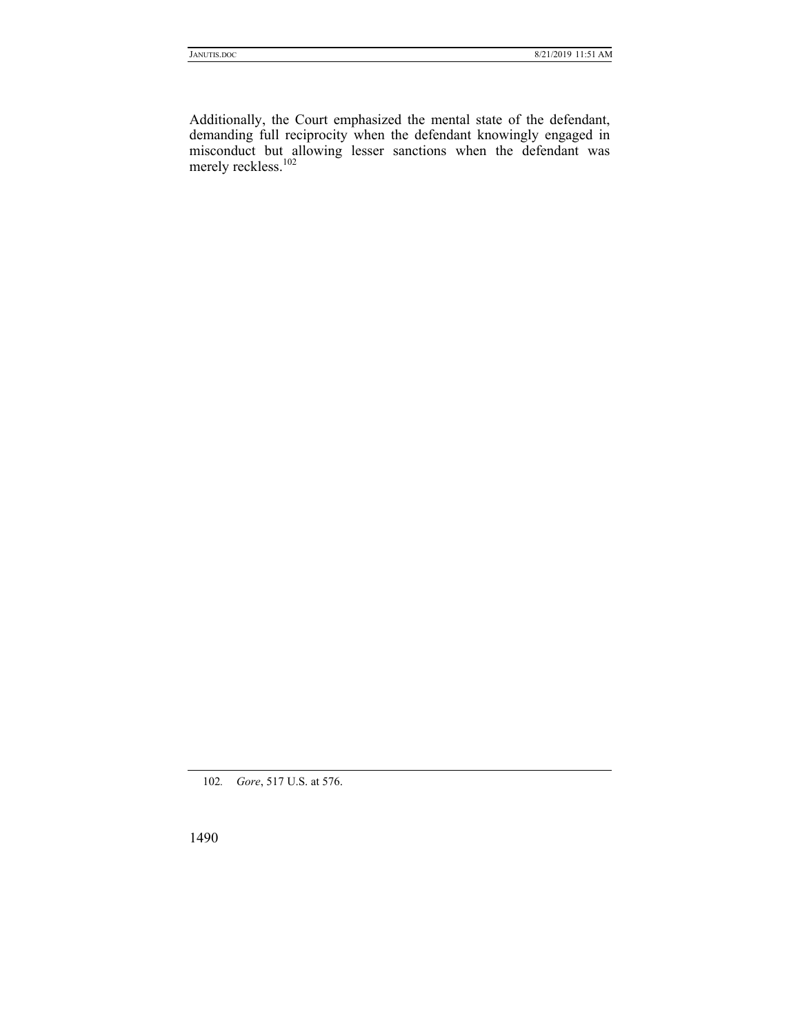Additionally, the Court emphasized the mental state of the defendant, demanding full reciprocity when the defendant knowingly engaged in misconduct but allowing lesser sanctions when the defendant was merely reckless.[102]

---

102. *Gore*, 517 U.S. at 576.